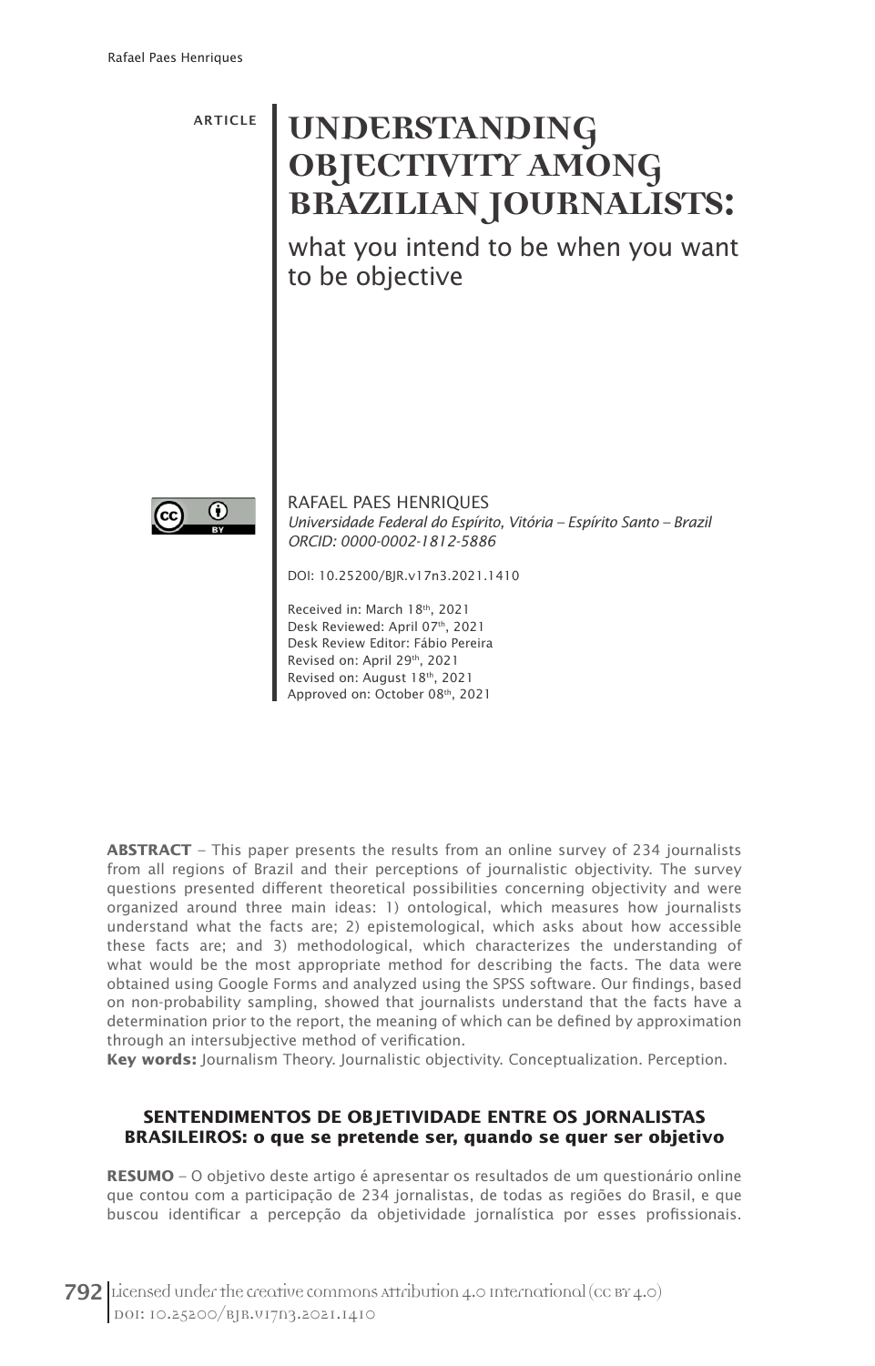ARTICLE

# UNDERSTANDING OBJECTIVITY AMONG BRAZILIAN JOURNALISTS:

## what you intend to be when you want to be objective

RAFAEL PAES HENRIQUES
*Universidade Federal do Espírito, Vitória – Espírito Santo – Brazil*
*ORCID: 0000-0002-1812-5886*

DOI: 10.25200/BJR.v17n3.2021.1410

Received in: March 18th, 2021
Desk Reviewed: April 07th, 2021
Desk Review Editor: Fábio Pereira
Revised on: April 29th, 2021
Revised on: August 18th, 2021
Approved on: October 08th, 2021

**ABSTRACT** – This paper presents the results from an online survey of 234 journalists from all regions of Brazil and their perceptions of journalistic objectivity. The survey questions presented different theoretical possibilities concerning objectivity and were organized around three main ideas: 1) ontological, which measures how journalists understand what the facts are; 2) epistemological, which asks about how accessible these facts are; and 3) methodological, which characterizes the understanding of what would be the most appropriate method for describing the facts. The data were obtained using Google Forms and analyzed using the SPSS software. Our findings, based on non-probability sampling, showed that journalists understand that the facts have a determination prior to the report, the meaning of which can be defined by approximation through an intersubjective method of verification.

**Key words:** Journalism Theory. Journalistic objectivity. Conceptualization. Perception.

**SENTENDIMENTOS DE OBJETIVIDADE ENTRE OS JORNALISTAS BRASILEIROS: o que se pretende ser, quando se quer ser objetivo**

**RESUMO** – O objetivo deste artigo é apresentar os resultados de um questionário online que contou com a participação de 234 jornalistas, de todas as regiões do Brasil, e que buscou identificar a percepção da objetividade jornalística por esses profissionais.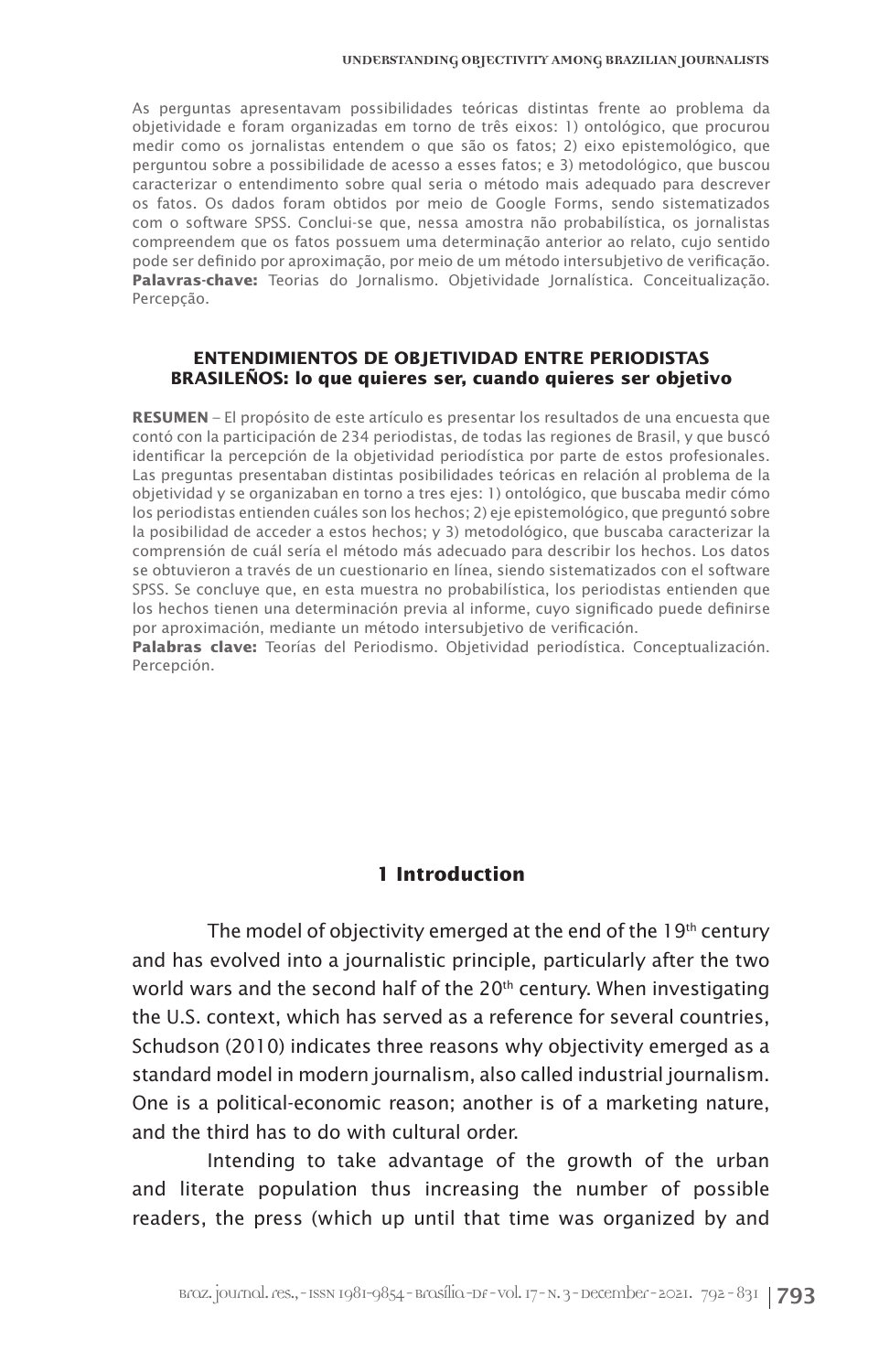As perguntas apresentavam possibilidades teóricas distintas frente ao problema da objetividade e foram organizadas em torno de três eixos: 1) ontológico, que procurou medir como os jornalistas entendem o que são os fatos; 2) eixo epistemológico, que perguntou sobre a possibilidade de acesso a esses fatos; e 3) metodológico, que buscou caracterizar o entendimento sobre qual seria o método mais adequado para descrever os fatos. Os dados foram obtidos por meio de Google Forms, sendo sistematizados com o software SPSS. Conclui-se que, nessa amostra não probabilística, os jornalistas compreendem que os fatos possuem uma determinação anterior ao relato, cujo sentido pode ser definido por aproximação, por meio de um método intersubjetivo de verificação.
**Palavras-chave:** Teorias do Jornalismo. Objetividade Jornalística. Conceitualização. Percepção.

## ENTENDIMIENTOS DE OBJETIVIDAD ENTRE PERIODISTAS BRASILEÑOS: lo que quieres ser, cuando quieres ser objetivo

**RESUMEN** – El propósito de este artículo es presentar los resultados de una encuesta que contó con la participación de 234 periodistas, de todas las regiones de Brasil, y que buscó identificar la percepción de la objetividad periodística por parte de estos profesionales. Las preguntas presentaban distintas posibilidades teóricas en relación al problema de la objetividad y se organizaban en torno a tres ejes: 1) ontológico, que buscaba medir cómo los periodistas entienden cuáles son los hechos; 2) eje epistemológico, que preguntó sobre la posibilidad de acceder a estos hechos; y 3) metodológico, que buscaba caracterizar la comprensión de cuál sería el método más adecuado para describir los hechos. Los datos se obtuvieron a través de un cuestionario en línea, siendo sistematizados con el software SPSS. Se concluye que, en esta muestra no probabilística, los periodistas entienden que los hechos tienen una determinación previa al informe, cuyo significado puede definirse por aproximación, mediante un método intersubjetivo de verificación.
**Palabras clave:** Teorías del Periodismo. Objetividad periodística. Conceptualización. Percepción.

## 1 Introduction

The model of objectivity emerged at the end of the 19th century and has evolved into a journalistic principle, particularly after the two world wars and the second half of the 20th century. When investigating the U.S. context, which has served as a reference for several countries, Schudson (2010) indicates three reasons why objectivity emerged as a standard model in modern journalism, also called industrial journalism. One is a political-economic reason; another is of a marketing nature, and the third has to do with cultural order.

Intending to take advantage of the growth of the urban and literate population thus increasing the number of possible readers, the press (which up until that time was organized by and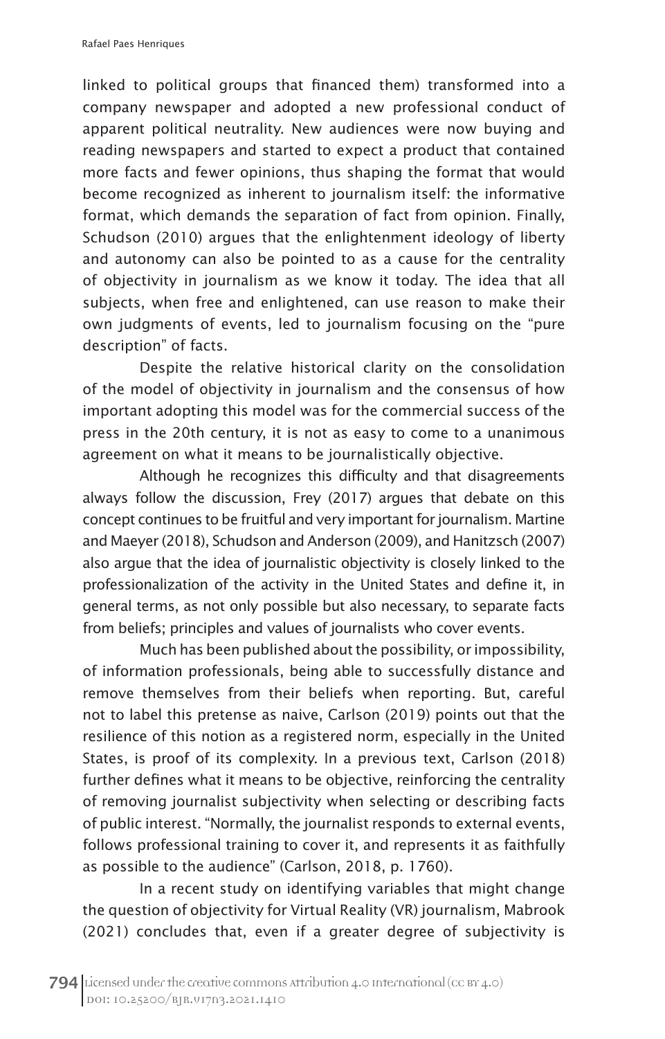linked to political groups that financed them) transformed into a company newspaper and adopted a new professional conduct of apparent political neutrality. New audiences were now buying and reading newspapers and started to expect a product that contained more facts and fewer opinions, thus shaping the format that would become recognized as inherent to journalism itself: the informative format, which demands the separation of fact from opinion. Finally, Schudson (2010) argues that the enlightenment ideology of liberty and autonomy can also be pointed to as a cause for the centrality of objectivity in journalism as we know it today. The idea that all subjects, when free and enlightened, can use reason to make their own judgments of events, led to journalism focusing on the "pure description" of facts.

Despite the relative historical clarity on the consolidation of the model of objectivity in journalism and the consensus of how important adopting this model was for the commercial success of the press in the 20th century, it is not as easy to come to a unanimous agreement on what it means to be journalistically objective.

Although he recognizes this difficulty and that disagreements always follow the discussion, Frey (2017) argues that debate on this concept continues to be fruitful and very important for journalism. Martine and Maeyer (2018), Schudson and Anderson (2009), and Hanitzsch (2007) also argue that the idea of journalistic objectivity is closely linked to the professionalization of the activity in the United States and define it, in general terms, as not only possible but also necessary, to separate facts from beliefs; principles and values of journalists who cover events.

Much has been published about the possibility, or impossibility, of information professionals, being able to successfully distance and remove themselves from their beliefs when reporting. But, careful not to label this pretense as naive, Carlson (2019) points out that the resilience of this notion as a registered norm, especially in the United States, is proof of its complexity. In a previous text, Carlson (2018) further defines what it means to be objective, reinforcing the centrality of removing journalist subjectivity when selecting or describing facts of public interest. "Normally, the journalist responds to external events, follows professional training to cover it, and represents it as faithfully as possible to the audience" (Carlson, 2018, p. 1760).

In a recent study on identifying variables that might change the question of objectivity for Virtual Reality (VR) journalism, Mabrook (2021) concludes that, even if a greater degree of subjectivity is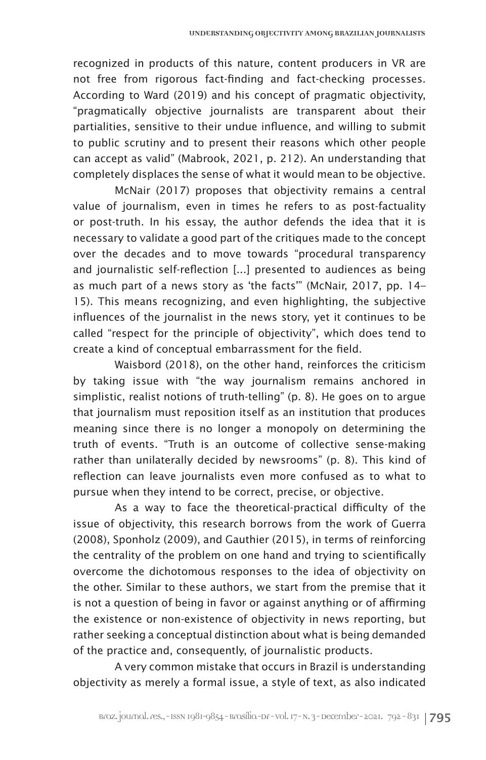recognized in products of this nature, content producers in VR are not free from rigorous fact-finding and fact-checking processes. According to Ward (2019) and his concept of pragmatic objectivity, "pragmatically objective journalists are transparent about their partialities, sensitive to their undue influence, and willing to submit to public scrutiny and to present their reasons which other people can accept as valid" (Mabrook, 2021, p. 212). An understanding that completely displaces the sense of what it would mean to be objective.

McNair (2017) proposes that objectivity remains a central value of journalism, even in times he refers to as post-factuality or post-truth. In his essay, the author defends the idea that it is necessary to validate a good part of the critiques made to the concept over the decades and to move towards "procedural transparency and journalistic self-reflection [...] presented to audiences as being as much part of a news story as 'the facts'" (McNair, 2017, pp. 14–15). This means recognizing, and even highlighting, the subjective influences of the journalist in the news story, yet it continues to be called "respect for the principle of objectivity", which does tend to create a kind of conceptual embarrassment for the field.

Waisbord (2018), on the other hand, reinforces the criticism by taking issue with "the way journalism remains anchored in simplistic, realist notions of truth-telling" (p. 8). He goes on to argue that journalism must reposition itself as an institution that produces meaning since there is no longer a monopoly on determining the truth of events. "Truth is an outcome of collective sense-making rather than unilaterally decided by newsrooms" (p. 8). This kind of reflection can leave journalists even more confused as to what to pursue when they intend to be correct, precise, or objective.

As a way to face the theoretical-practical difficulty of the issue of objectivity, this research borrows from the work of Guerra (2008), Sponholz (2009), and Gauthier (2015), in terms of reinforcing the centrality of the problem on one hand and trying to scientifically overcome the dichotomous responses to the idea of objectivity on the other. Similar to these authors, we start from the premise that it is not a question of being in favor or against anything or of affirming the existence or non-existence of objectivity in news reporting, but rather seeking a conceptual distinction about what is being demanded of the practice and, consequently, of journalistic products.

A very common mistake that occurs in Brazil is understanding objectivity as merely a formal issue, a style of text, as also indicated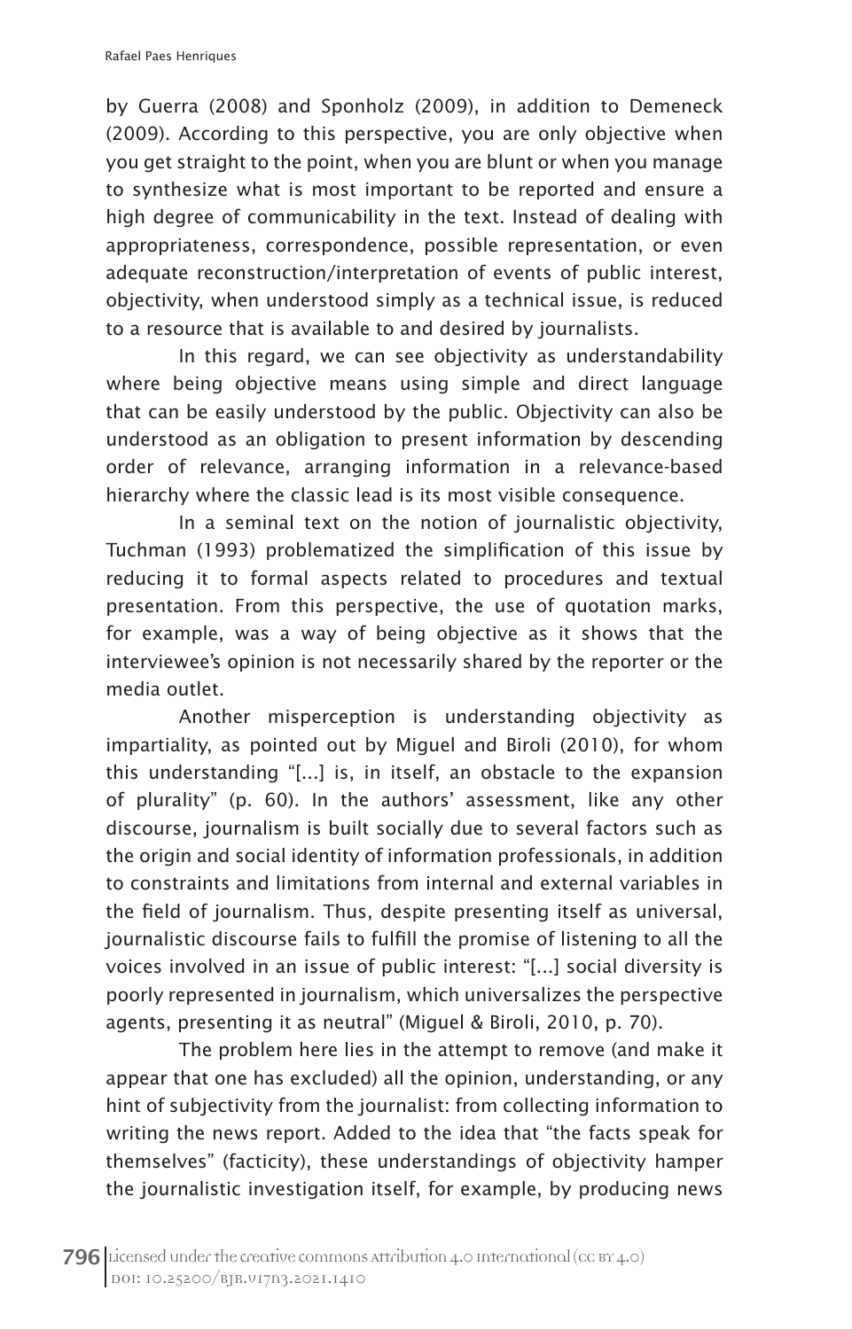by Guerra (2008) and Sponholz (2009), in addition to Demeneck (2009). According to this perspective, you are only objective when you get straight to the point, when you are blunt or when you manage to synthesize what is most important to be reported and ensure a high degree of communicability in the text. Instead of dealing with appropriateness, correspondence, possible representation, or even adequate reconstruction/interpretation of events of public interest, objectivity, when understood simply as a technical issue, is reduced to a resource that is available to and desired by journalists.

In this regard, we can see objectivity as understandability where being objective means using simple and direct language that can be easily understood by the public. Objectivity can also be understood as an obligation to present information by descending order of relevance, arranging information in a relevance-based hierarchy where the classic lead is its most visible consequence.

In a seminal text on the notion of journalistic objectivity, Tuchman (1993) problematized the simplification of this issue by reducing it to formal aspects related to procedures and textual presentation. From this perspective, the use of quotation marks, for example, was a way of being objective as it shows that the interviewee's opinion is not necessarily shared by the reporter or the media outlet.

Another misperception is understanding objectivity as impartiality, as pointed out by Miguel and Biroli (2010), for whom this understanding "[...] is, in itself, an obstacle to the expansion of plurality" (p. 60). In the authors' assessment, like any other discourse, journalism is built socially due to several factors such as the origin and social identity of information professionals, in addition to constraints and limitations from internal and external variables in the field of journalism. Thus, despite presenting itself as universal, journalistic discourse fails to fulfill the promise of listening to all the voices involved in an issue of public interest: "[...] social diversity is poorly represented in journalism, which universalizes the perspective agents, presenting it as neutral" (Miguel & Biroli, 2010, p. 70).

The problem here lies in the attempt to remove (and make it appear that one has excluded) all the opinion, understanding, or any hint of subjectivity from the journalist: from collecting information to writing the news report. Added to the idea that "the facts speak for themselves" (facticity), these understandings of objectivity hamper the journalistic investigation itself, for example, by producing news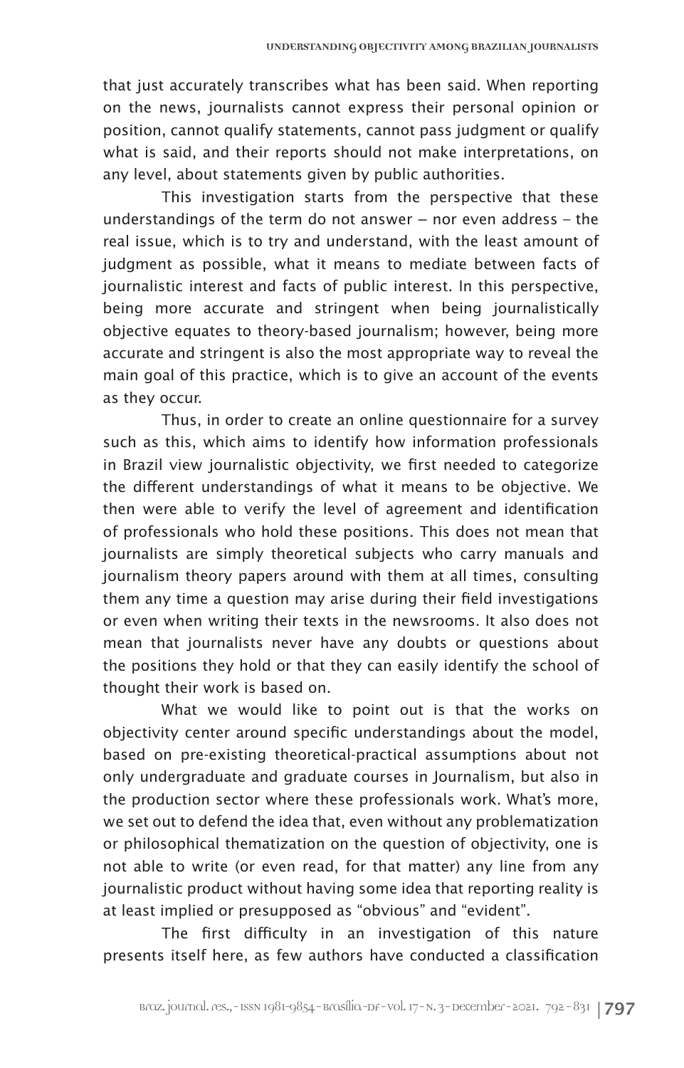that just accurately transcribes what has been said. When reporting on the news, journalists cannot express their personal opinion or position, cannot qualify statements, cannot pass judgment or qualify what is said, and their reports should not make interpretations, on any level, about statements given by public authorities.

This investigation starts from the perspective that these understandings of the term do not answer – nor even address – the real issue, which is to try and understand, with the least amount of judgment as possible, what it means to mediate between facts of journalistic interest and facts of public interest. In this perspective, being more accurate and stringent when being journalistically objective equates to theory-based journalism; however, being more accurate and stringent is also the most appropriate way to reveal the main goal of this practice, which is to give an account of the events as they occur.

Thus, in order to create an online questionnaire for a survey such as this, which aims to identify how information professionals in Brazil view journalistic objectivity, we first needed to categorize the different understandings of what it means to be objective. We then were able to verify the level of agreement and identification of professionals who hold these positions. This does not mean that journalists are simply theoretical subjects who carry manuals and journalism theory papers around with them at all times, consulting them any time a question may arise during their field investigations or even when writing their texts in the newsrooms. It also does not mean that journalists never have any doubts or questions about the positions they hold or that they can easily identify the school of thought their work is based on.

What we would like to point out is that the works on objectivity center around specific understandings about the model, based on pre-existing theoretical-practical assumptions about not only undergraduate and graduate courses in Journalism, but also in the production sector where these professionals work. What's more, we set out to defend the idea that, even without any problematization or philosophical thematization on the question of objectivity, one is not able to write (or even read, for that matter) any line from any journalistic product without having some idea that reporting reality is at least implied or presupposed as "obvious" and "evident".

The first difficulty in an investigation of this nature presents itself here, as few authors have conducted a classification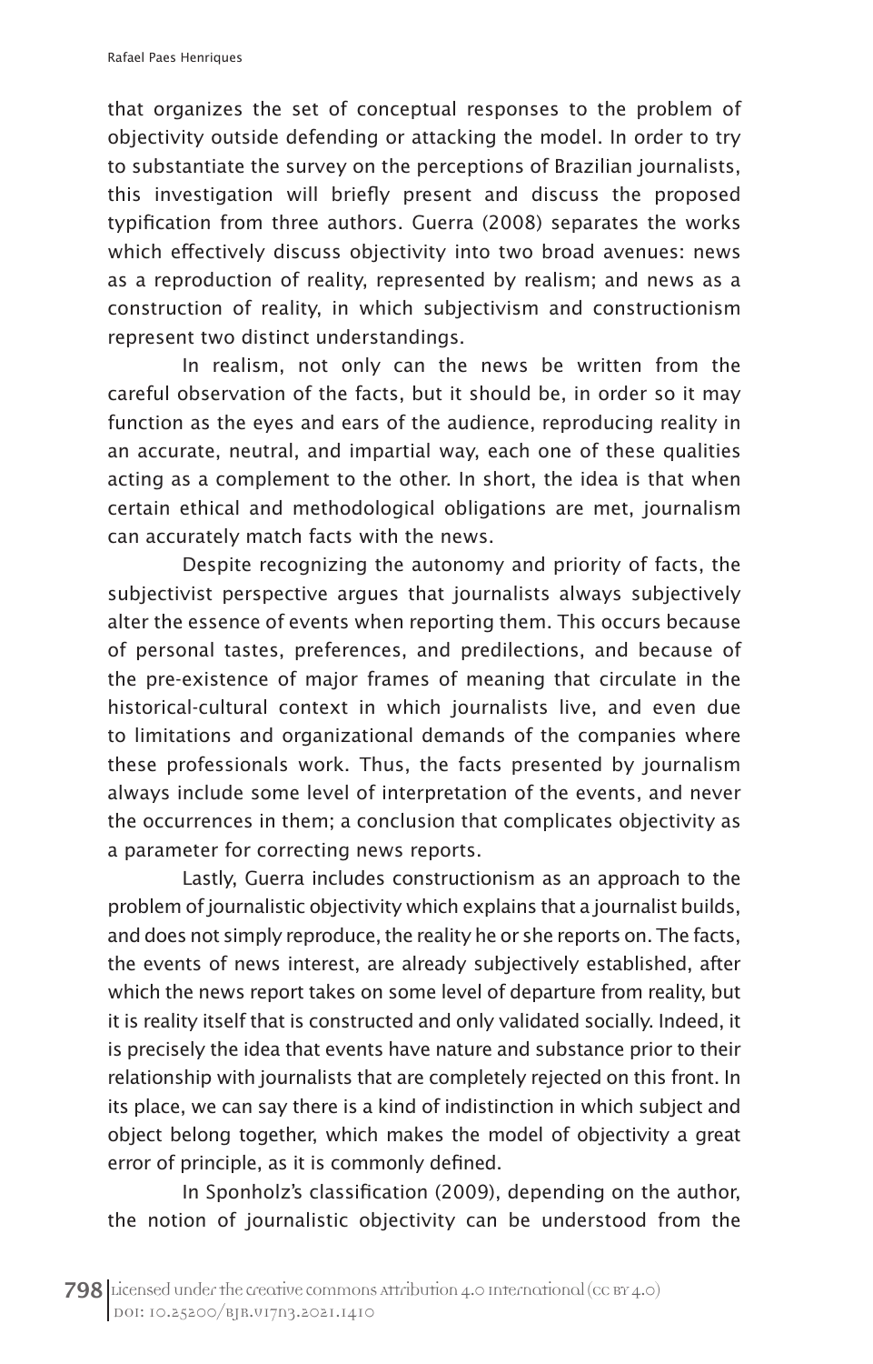that organizes the set of conceptual responses to the problem of objectivity outside defending or attacking the model. In order to try to substantiate the survey on the perceptions of Brazilian journalists, this investigation will briefly present and discuss the proposed typification from three authors. Guerra (2008) separates the works which effectively discuss objectivity into two broad avenues: news as a reproduction of reality, represented by realism; and news as a construction of reality, in which subjectivism and constructionism represent two distinct understandings.

In realism, not only can the news be written from the careful observation of the facts, but it should be, in order so it may function as the eyes and ears of the audience, reproducing reality in an accurate, neutral, and impartial way, each one of these qualities acting as a complement to the other. In short, the idea is that when certain ethical and methodological obligations are met, journalism can accurately match facts with the news.

Despite recognizing the autonomy and priority of facts, the subjectivist perspective argues that journalists always subjectively alter the essence of events when reporting them. This occurs because of personal tastes, preferences, and predilections, and because of the pre-existence of major frames of meaning that circulate in the historical-cultural context in which journalists live, and even due to limitations and organizational demands of the companies where these professionals work. Thus, the facts presented by journalism always include some level of interpretation of the events, and never the occurrences in them; a conclusion that complicates objectivity as a parameter for correcting news reports.

Lastly, Guerra includes constructionism as an approach to the problem of journalistic objectivity which explains that a journalist builds, and does not simply reproduce, the reality he or she reports on. The facts, the events of news interest, are already subjectively established, after which the news report takes on some level of departure from reality, but it is reality itself that is constructed and only validated socially. Indeed, it is precisely the idea that events have nature and substance prior to their relationship with journalists that are completely rejected on this front. In its place, we can say there is a kind of indistinction in which subject and object belong together, which makes the model of objectivity a great error of principle, as it is commonly defined.

In Sponholz's classification (2009), depending on the author, the notion of journalistic objectivity can be understood from the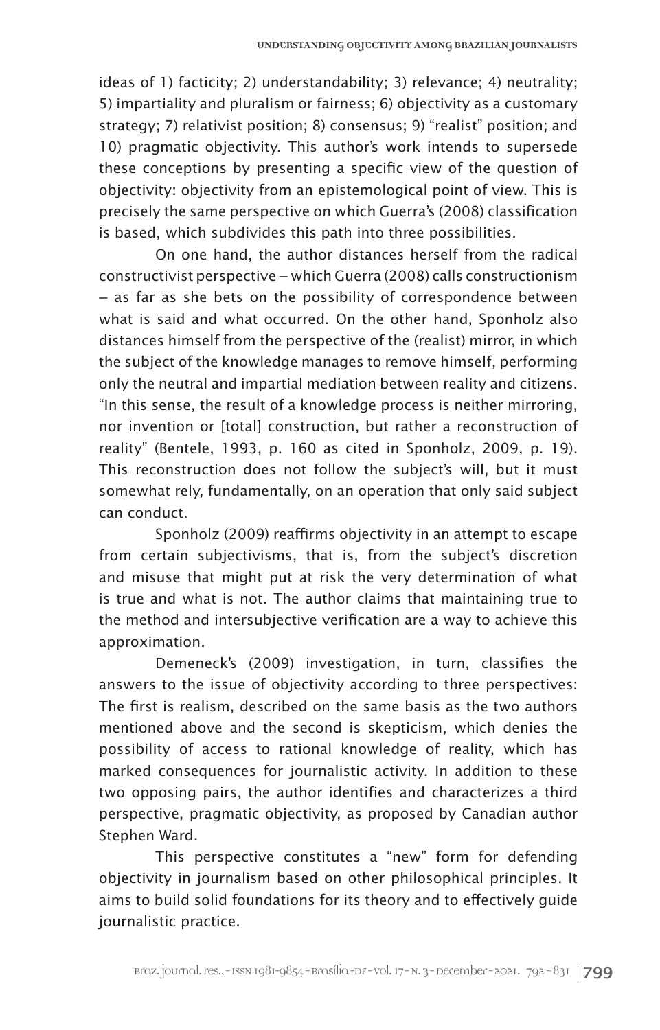ideas of 1) facticity; 2) understandability; 3) relevance; 4) neutrality; 5) impartiality and pluralism or fairness; 6) objectivity as a customary strategy; 7) relativist position; 8) consensus; 9) "realist" position; and 10) pragmatic objectivity. This author's work intends to supersede these conceptions by presenting a specific view of the question of objectivity: objectivity from an epistemological point of view. This is precisely the same perspective on which Guerra's (2008) classification is based, which subdivides this path into three possibilities.

On one hand, the author distances herself from the radical constructivist perspective – which Guerra (2008) calls constructionism – as far as she bets on the possibility of correspondence between what is said and what occurred. On the other hand, Sponholz also distances himself from the perspective of the (realist) mirror, in which the subject of the knowledge manages to remove himself, performing only the neutral and impartial mediation between reality and citizens. "In this sense, the result of a knowledge process is neither mirroring, nor invention or [total] construction, but rather a reconstruction of reality" (Bentele, 1993, p. 160 as cited in Sponholz, 2009, p. 19). This reconstruction does not follow the subject's will, but it must somewhat rely, fundamentally, on an operation that only said subject can conduct.

Sponholz (2009) reaffirms objectivity in an attempt to escape from certain subjectivisms, that is, from the subject's discretion and misuse that might put at risk the very determination of what is true and what is not. The author claims that maintaining true to the method and intersubjective verification are a way to achieve this approximation.

Demeneck's (2009) investigation, in turn, classifies the answers to the issue of objectivity according to three perspectives: The first is realism, described on the same basis as the two authors mentioned above and the second is skepticism, which denies the possibility of access to rational knowledge of reality, which has marked consequences for journalistic activity. In addition to these two opposing pairs, the author identifies and characterizes a third perspective, pragmatic objectivity, as proposed by Canadian author Stephen Ward.

This perspective constitutes a "new" form for defending objectivity in journalism based on other philosophical principles. It aims to build solid foundations for its theory and to effectively guide journalistic practice.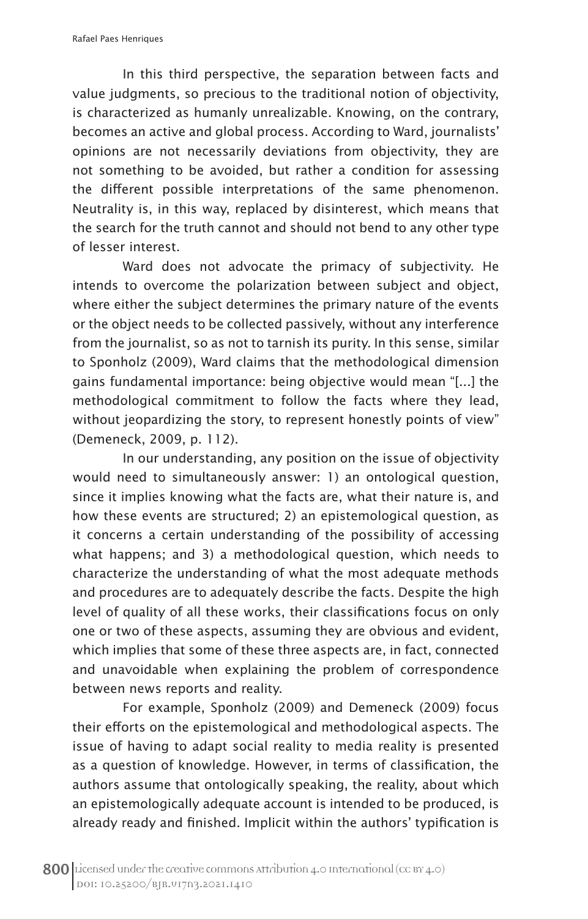In this third perspective, the separation between facts and value judgments, so precious to the traditional notion of objectivity, is characterized as humanly unrealizable. Knowing, on the contrary, becomes an active and global process. According to Ward, journalists' opinions are not necessarily deviations from objectivity, they are not something to be avoided, but rather a condition for assessing the different possible interpretations of the same phenomenon. Neutrality is, in this way, replaced by disinterest, which means that the search for the truth cannot and should not bend to any other type of lesser interest.

Ward does not advocate the primacy of subjectivity. He intends to overcome the polarization between subject and object, where either the subject determines the primary nature of the events or the object needs to be collected passively, without any interference from the journalist, so as not to tarnish its purity. In this sense, similar to Sponholz (2009), Ward claims that the methodological dimension gains fundamental importance: being objective would mean "[...] the methodological commitment to follow the facts where they lead, without jeopardizing the story, to represent honestly points of view" (Demeneck, 2009, p. 112).

In our understanding, any position on the issue of objectivity would need to simultaneously answer: 1) an ontological question, since it implies knowing what the facts are, what their nature is, and how these events are structured; 2) an epistemological question, as it concerns a certain understanding of the possibility of accessing what happens; and 3) a methodological question, which needs to characterize the understanding of what the most adequate methods and procedures are to adequately describe the facts. Despite the high level of quality of all these works, their classifications focus on only one or two of these aspects, assuming they are obvious and evident, which implies that some of these three aspects are, in fact, connected and unavoidable when explaining the problem of correspondence between news reports and reality.

For example, Sponholz (2009) and Demeneck (2009) focus their efforts on the epistemological and methodological aspects. The issue of having to adapt social reality to media reality is presented as a question of knowledge. However, in terms of classification, the authors assume that ontologically speaking, the reality, about which an epistemologically adequate account is intended to be produced, is already ready and finished. Implicit within the authors' typification is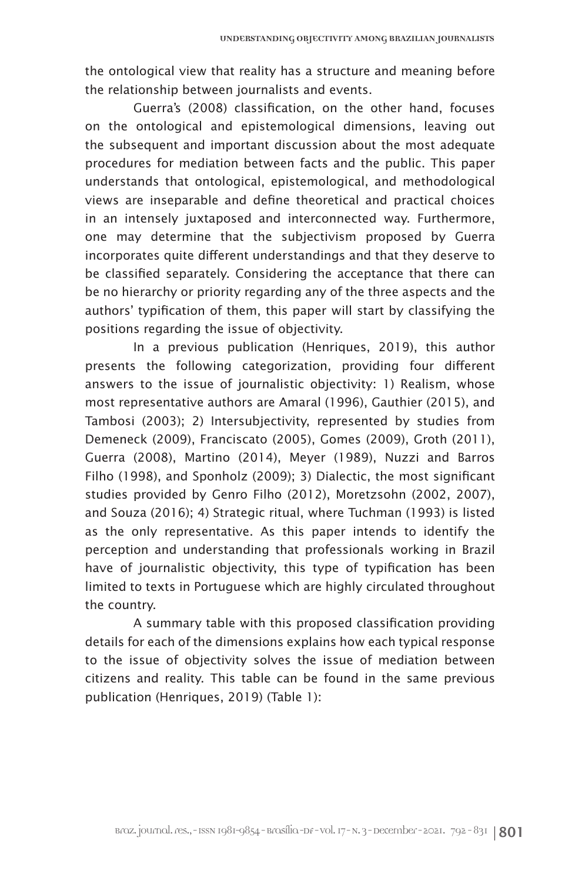the ontological view that reality has a structure and meaning before the relationship between journalists and events.

Guerra's (2008) classification, on the other hand, focuses on the ontological and epistemological dimensions, leaving out the subsequent and important discussion about the most adequate procedures for mediation between facts and the public. This paper understands that ontological, epistemological, and methodological views are inseparable and define theoretical and practical choices in an intensely juxtaposed and interconnected way. Furthermore, one may determine that the subjectivism proposed by Guerra incorporates quite different understandings and that they deserve to be classified separately. Considering the acceptance that there can be no hierarchy or priority regarding any of the three aspects and the authors' typification of them, this paper will start by classifying the positions regarding the issue of objectivity.

In a previous publication (Henriques, 2019), this author presents the following categorization, providing four different answers to the issue of journalistic objectivity: 1) Realism, whose most representative authors are Amaral (1996), Gauthier (2015), and Tambosi (2003); 2) Intersubjectivity, represented by studies from Demeneck (2009), Franciscato (2005), Gomes (2009), Groth (2011), Guerra (2008), Martino (2014), Meyer (1989), Nuzzi and Barros Filho (1998), and Sponholz (2009); 3) Dialectic, the most significant studies provided by Genro Filho (2012), Moretzsohn (2002, 2007), and Souza (2016); 4) Strategic ritual, where Tuchman (1993) is listed as the only representative. As this paper intends to identify the perception and understanding that professionals working in Brazil have of journalistic objectivity, this type of typification has been limited to texts in Portuguese which are highly circulated throughout the country.

A summary table with this proposed classification providing details for each of the dimensions explains how each typical response to the issue of objectivity solves the issue of mediation between citizens and reality. This table can be found in the same previous publication (Henriques, 2019) (Table 1):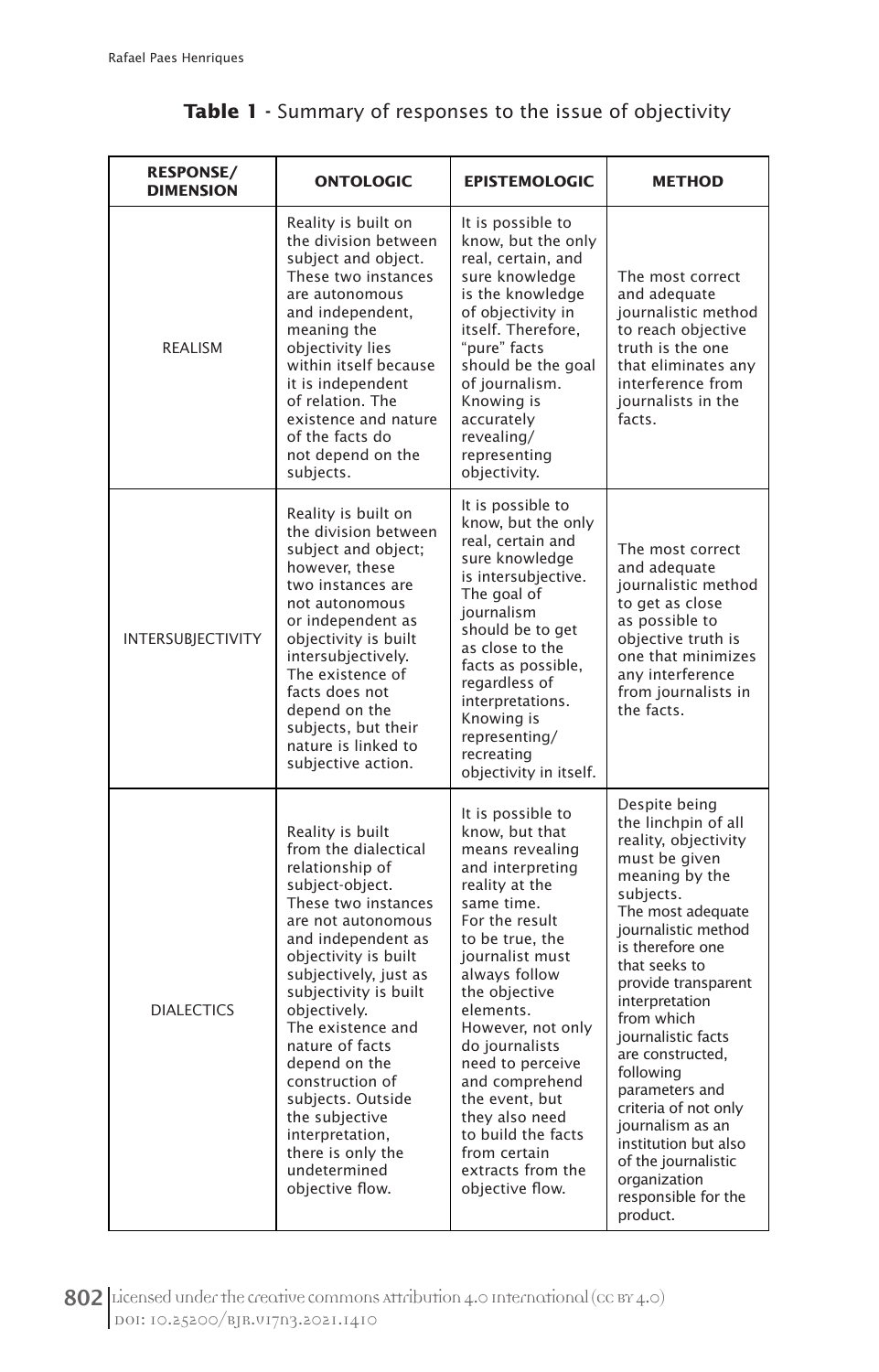**Table 1** - Summary of responses to the issue of objectivity

| RESPONSE/ DIMENSION | ONTOLOGIC | EPISTEMOLOGIC | METHOD |
|---|---|---|---|
| REALISM | Reality is built on the division between subject and object. These two instances are autonomous and independent, meaning the objectivity lies within itself because it is independent of relation. The existence and nature of the facts do not depend on the subjects. | It is possible to know, but the only real, certain, and sure knowledge is the knowledge of objectivity in itself. Therefore, "pure" facts should be the goal of journalism. Knowing is accurately revealing/ representing objectivity. | The most correct and adequate journalistic method to reach objective truth is the one that eliminates any interference from journalists in the facts. |
| INTERSUBJECTIVITY | Reality is built on the division between subject and object; however, these two instances are not autonomous or independent as objectivity is built intersubjectively. The existence of facts does not depend on the subjects, but their nature is linked to subjective action. | It is possible to know, but the only real, certain and sure knowledge is intersubjective. The goal of journalism should be to get as close to the facts as possible, regardless of interpretations. Knowing is representing/ recreating objectivity in itself. | The most correct and adequate journalistic method to get as close as possible to objective truth is one that minimizes any interference from journalists in the facts. |
| DIALECTICS | Reality is built from the dialectical relationship of subject-object. These two instances are not autonomous and independent as objectivity is built subjectively, just as subjectivity is built objectively. The existence and nature of facts depend on the construction of subjects. Outside the subjective interpretation, there is only the undetermined objective flow. | It is possible to know, but that means revealing and interpreting reality at the same time. For the result to be true, the journalist must always follow the objective elements. However, not only do journalists need to perceive and comprehend the event, but they also need to build the facts from certain extracts from the objective flow. | Despite being the linchpin of all reality, objectivity must be given meaning by the subjects. The most adequate journalistic method is therefore one that seeks to provide transparent interpretation from which journalistic facts are constructed, following parameters and criteria of not only journalism as an institution but also of the journalistic organization responsible for the product. |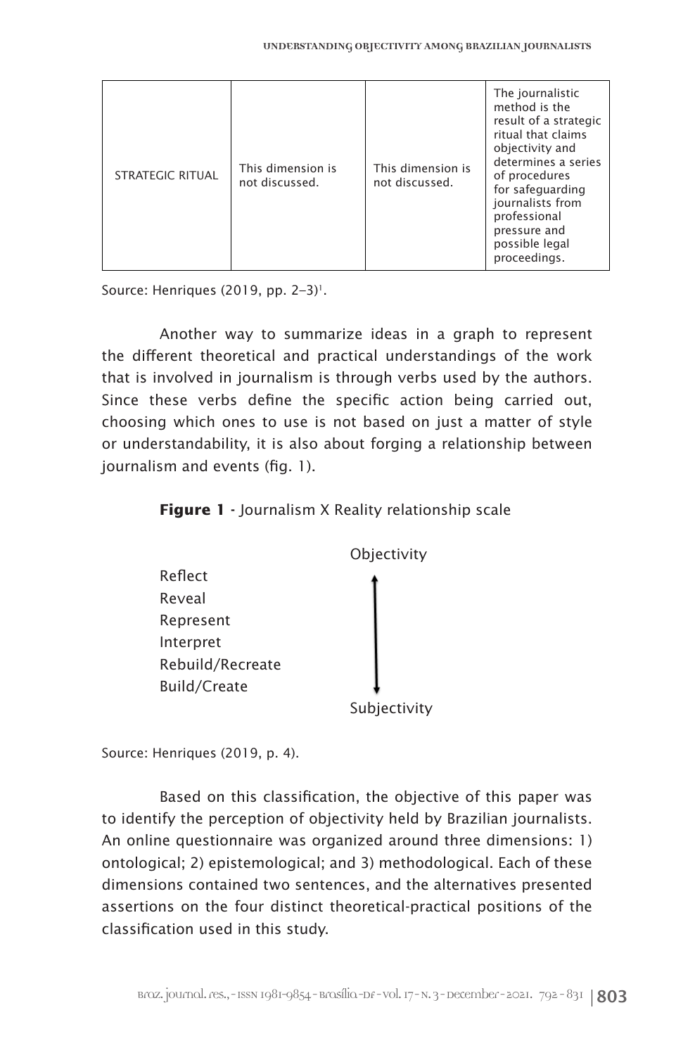| STRATEGIC RITUAL | This dimension is not discussed. | This dimension is not discussed. | The journalistic method is the result of a strategic ritual that claims objectivity and determines a series of procedures for safeguarding journalists from professional pressure and possible legal proceedings. |
|---|---|---|---|

Source: Henriques (2019, pp. 2–3)[1].

Another way to summarize ideas in a graph to represent the different theoretical and practical understandings of the work that is involved in journalism is through verbs used by the authors. Since these verbs define the specific action being carried out, choosing which ones to use is not based on just a matter of style or understandability, it is also about forging a relationship between journalism and events (fig. 1).

**Figure 1** - Journalism X Reality relationship scale

Objectivity

Reflect
Reveal
Represent
Interpret
Rebuild/Recreate
Build/Create

Subjectivity

Source: Henriques (2019, p. 4).

Based on this classification, the objective of this paper was to identify the perception of objectivity held by Brazilian journalists. An online questionnaire was organized around three dimensions: 1) ontological; 2) epistemological; and 3) methodological. Each of these dimensions contained two sentences, and the alternatives presented assertions on the four distinct theoretical-practical positions of the classification used in this study.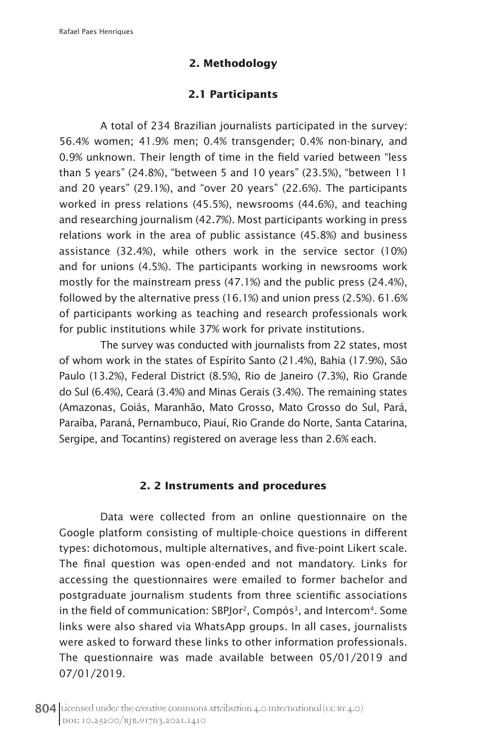## 2. Methodology

### 2.1 Participants

A total of 234 Brazilian journalists participated in the survey: 56.4% women; 41.9% men; 0.4% transgender; 0.4% non-binary, and 0.9% unknown. Their length of time in the field varied between "less than 5 years" (24.8%), "between 5 and 10 years" (23.5%), "between 11 and 20 years" (29.1%), and "over 20 years" (22.6%). The participants worked in press relations (45.5%), newsrooms (44.6%), and teaching and researching journalism (42.7%). Most participants working in press relations work in the area of public assistance (45.8%) and business assistance (32.4%), while others work in the service sector (10%) and for unions (4.5%). The participants working in newsrooms work mostly for the mainstream press (47.1%) and the public press (24.4%), followed by the alternative press (16.1%) and union press (2.5%). 61.6% of participants working as teaching and research professionals work for public institutions while 37% work for private institutions.

The survey was conducted with journalists from 22 states, most of whom work in the states of Espírito Santo (21.4%), Bahia (17.9%), São Paulo (13.2%), Federal District (8.5%), Rio de Janeiro (7.3%), Rio Grande do Sul (6.4%), Ceará (3.4%) and Minas Gerais (3.4%). The remaining states (Amazonas, Goiás, Maranhão, Mato Grosso, Mato Grosso do Sul, Pará, Paraíba, Paraná, Pernambuco, Piauí, Rio Grande do Norte, Santa Catarina, Sergipe, and Tocantins) registered on average less than 2.6% each.

### 2. 2 Instruments and procedures

Data were collected from an online questionnaire on the Google platform consisting of multiple-choice questions in different types: dichotomous, multiple alternatives, and five-point Likert scale. The final question was open-ended and not mandatory. Links for accessing the questionnaires were emailed to former bachelor and postgraduate journalism students from three scientific associations in the field of communication: SBPJor[2], Compós[3], and Intercom[4]. Some links were also shared via WhatsApp groups. In all cases, journalists were asked to forward these links to other information professionals. The questionnaire was made available between 05/01/2019 and 07/01/2019.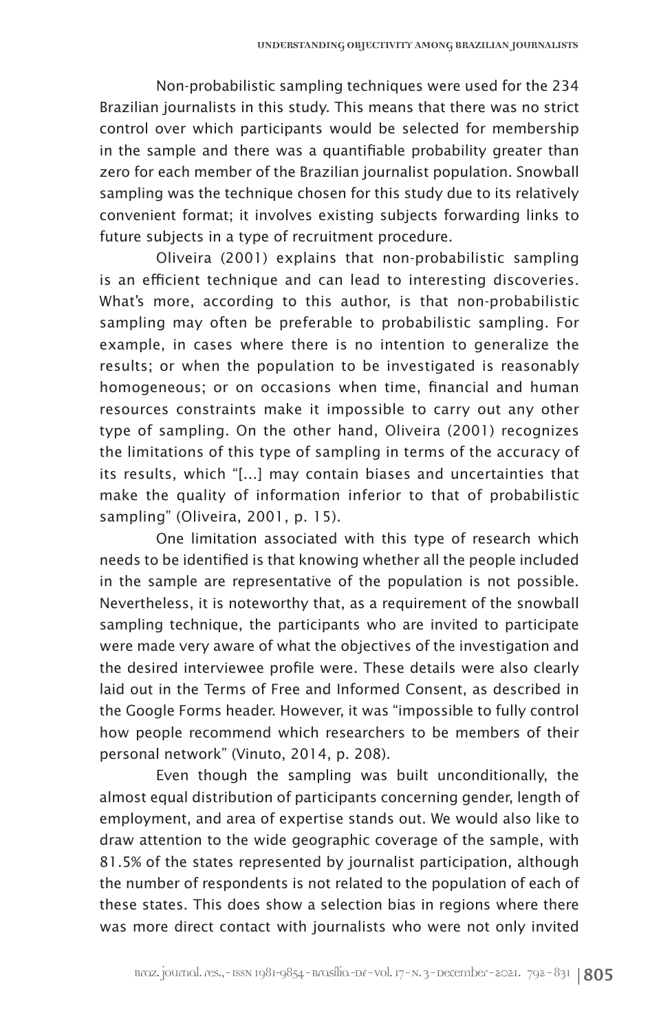Non-probabilistic sampling techniques were used for the 234 Brazilian journalists in this study. This means that there was no strict control over which participants would be selected for membership in the sample and there was a quantifiable probability greater than zero for each member of the Brazilian journalist population. Snowball sampling was the technique chosen for this study due to its relatively convenient format; it involves existing subjects forwarding links to future subjects in a type of recruitment procedure.

Oliveira (2001) explains that non-probabilistic sampling is an efficient technique and can lead to interesting discoveries. What's more, according to this author, is that non-probabilistic sampling may often be preferable to probabilistic sampling. For example, in cases where there is no intention to generalize the results; or when the population to be investigated is reasonably homogeneous; or on occasions when time, financial and human resources constraints make it impossible to carry out any other type of sampling. On the other hand, Oliveira (2001) recognizes the limitations of this type of sampling in terms of the accuracy of its results, which "[...] may contain biases and uncertainties that make the quality of information inferior to that of probabilistic sampling" (Oliveira, 2001, p. 15).

One limitation associated with this type of research which needs to be identified is that knowing whether all the people included in the sample are representative of the population is not possible. Nevertheless, it is noteworthy that, as a requirement of the snowball sampling technique, the participants who are invited to participate were made very aware of what the objectives of the investigation and the desired interviewee profile were. These details were also clearly laid out in the Terms of Free and Informed Consent, as described in the Google Forms header. However, it was "impossible to fully control how people recommend which researchers to be members of their personal network" (Vinuto, 2014, p. 208).

Even though the sampling was built unconditionally, the almost equal distribution of participants concerning gender, length of employment, and area of expertise stands out. We would also like to draw attention to the wide geographic coverage of the sample, with 81.5% of the states represented by journalist participation, although the number of respondents is not related to the population of each of these states. This does show a selection bias in regions where there was more direct contact with journalists who were not only invited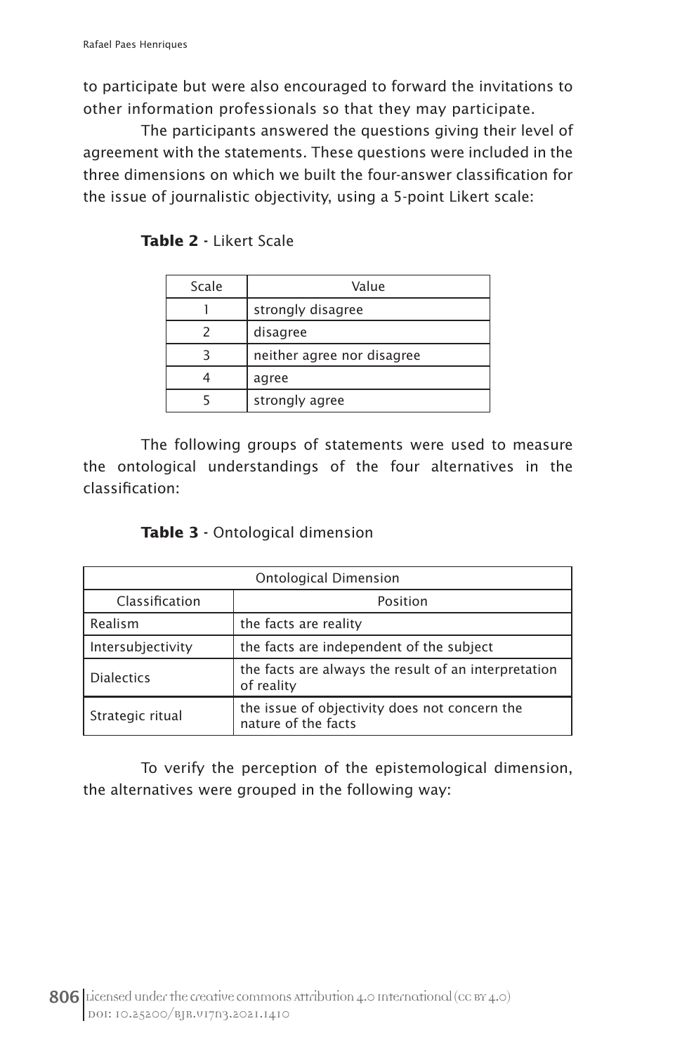to participate but were also encouraged to forward the invitations to other information professionals so that they may participate.

The participants answered the questions giving their level of agreement with the statements. These questions were included in the three dimensions on which we built the four-answer classification for the issue of journalistic objectivity, using a 5-point Likert scale:

**Table 2** - Likert Scale

| Scale | Value |
|---|---|
| 1 | strongly disagree |
| 2 | disagree |
| 3 | neither agree nor disagree |
| 4 | agree |
| 5 | strongly agree |

The following groups of statements were used to measure the ontological understandings of the four alternatives in the classification:

**Table 3** - Ontological dimension

| Ontological Dimension | |
|---|---|
| Classification | Position |
| Realism | the facts are reality |
| Intersubjectivity | the facts are independent of the subject |
| Dialectics | the facts are always the result of an interpretation of reality |
| Strategic ritual | the issue of objectivity does not concern the nature of the facts |

To verify the perception of the epistemological dimension, the alternatives were grouped in the following way: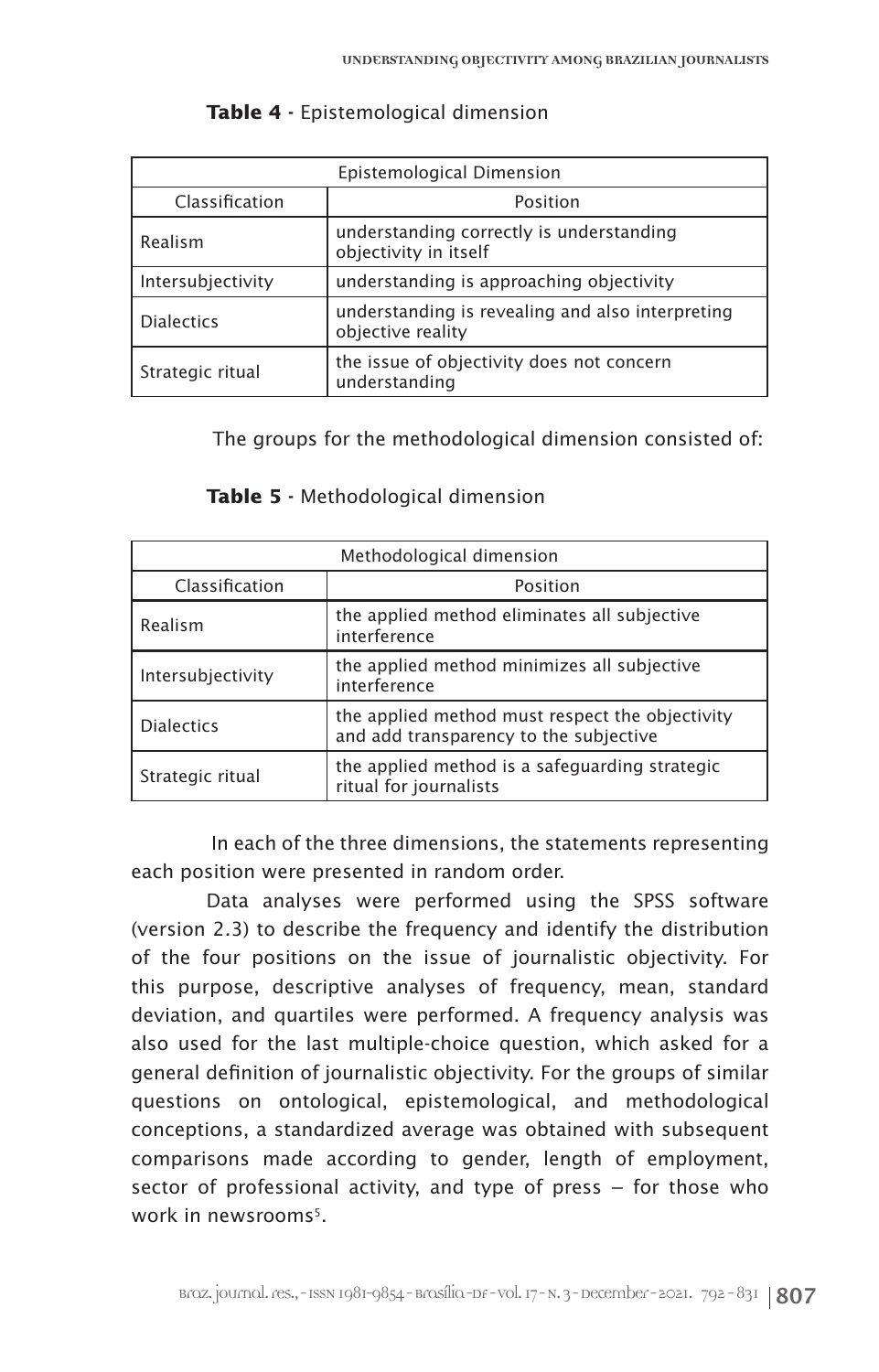**Table 4** - Epistemological dimension

| Epistemological Dimension | |
|---|---|
| Classification | Position |
| Realism | understanding correctly is understanding objectivity in itself |
| Intersubjectivity | understanding is approaching objectivity |
| Dialectics | understanding is revealing and also interpreting objective reality |
| Strategic ritual | the issue of objectivity does not concern understanding |

The groups for the methodological dimension consisted of:

**Table 5** - Methodological dimension

| Methodological dimension | |
|---|---|
| Classification | Position |
| Realism | the applied method eliminates all subjective interference |
| Intersubjectivity | the applied method minimizes all subjective interference |
| Dialectics | the applied method must respect the objectivity and add transparency to the subjective |
| Strategic ritual | the applied method is a safeguarding strategic ritual for journalists |

In each of the three dimensions, the statements representing each position were presented in random order.

Data analyses were performed using the SPSS software (version 2.3) to describe the frequency and identify the distribution of the four positions on the issue of journalistic objectivity. For this purpose, descriptive analyses of frequency, mean, standard deviation, and quartiles were performed. A frequency analysis was also used for the last multiple-choice question, which asked for a general definition of journalistic objectivity. For the groups of similar questions on ontological, epistemological, and methodological conceptions, a standardized average was obtained with subsequent comparisons made according to gender, length of employment, sector of professional activity, and type of press – for those who work in newsrooms[5].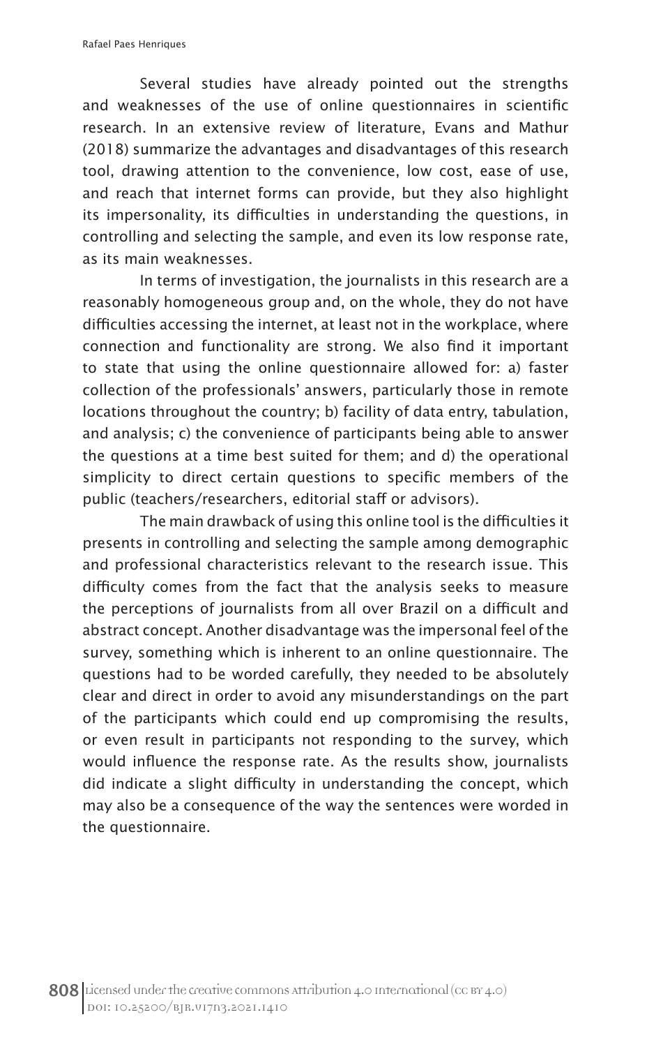Several studies have already pointed out the strengths and weaknesses of the use of online questionnaires in scientific research. In an extensive review of literature, Evans and Mathur (2018) summarize the advantages and disadvantages of this research tool, drawing attention to the convenience, low cost, ease of use, and reach that internet forms can provide, but they also highlight its impersonality, its difficulties in understanding the questions, in controlling and selecting the sample, and even its low response rate, as its main weaknesses.

In terms of investigation, the journalists in this research are a reasonably homogeneous group and, on the whole, they do not have difficulties accessing the internet, at least not in the workplace, where connection and functionality are strong. We also find it important to state that using the online questionnaire allowed for: a) faster collection of the professionals' answers, particularly those in remote locations throughout the country; b) facility of data entry, tabulation, and analysis; c) the convenience of participants being able to answer the questions at a time best suited for them; and d) the operational simplicity to direct certain questions to specific members of the public (teachers/researchers, editorial staff or advisors).

The main drawback of using this online tool is the difficulties it presents in controlling and selecting the sample among demographic and professional characteristics relevant to the research issue. This difficulty comes from the fact that the analysis seeks to measure the perceptions of journalists from all over Brazil on a difficult and abstract concept. Another disadvantage was the impersonal feel of the survey, something which is inherent to an online questionnaire. The questions had to be worded carefully, they needed to be absolutely clear and direct in order to avoid any misunderstandings on the part of the participants which could end up compromising the results, or even result in participants not responding to the survey, which would influence the response rate. As the results show, journalists did indicate a slight difficulty in understanding the concept, which may also be a consequence of the way the sentences were worded in the questionnaire.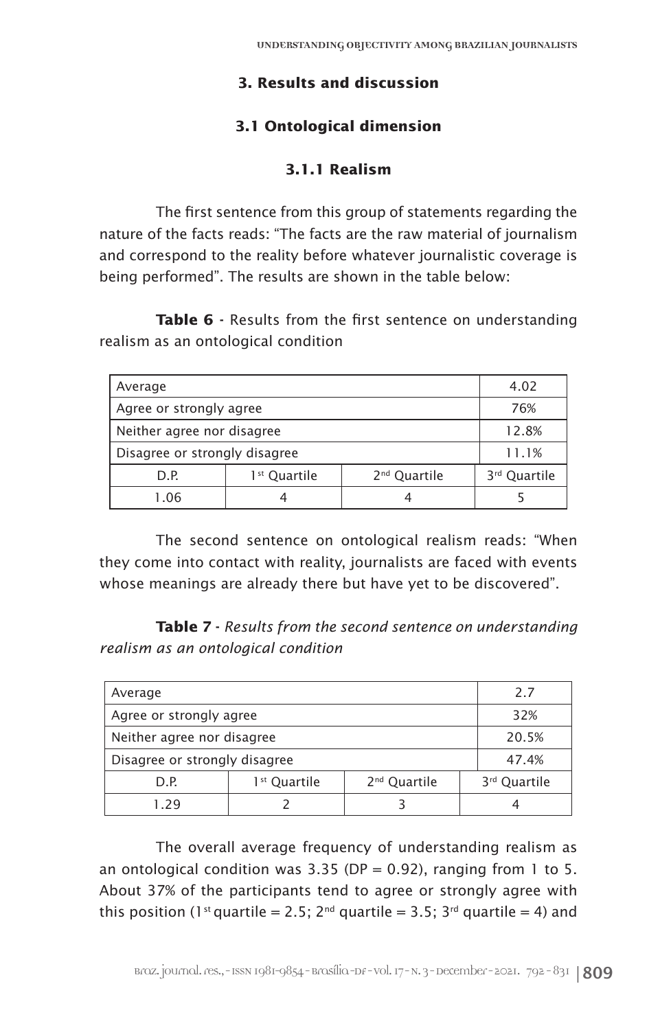## 3. Results and discussion

### 3.1 Ontological dimension

#### 3.1.1 Realism

The first sentence from this group of statements regarding the nature of the facts reads: "The facts are the raw material of journalism and correspond to the reality before whatever journalistic coverage is being performed". The results are shown in the table below:

**Table 6 -** Results from the first sentence on understanding realism as an ontological condition

| Average | | | 4.02 |
|---|---|---|---|
| Agree or strongly agree | | | 76% |
| Neither agree nor disagree | | | 12.8% |
| Disagree or strongly disagree | | | 11.1% |
| D.P. | 1st Quartile | 2nd Quartile | 3rd Quartile |
| 1.06 | 4 | 4 | 5 |

The second sentence on ontological realism reads: "When they come into contact with reality, journalists are faced with events whose meanings are already there but have yet to be discovered".

**Table 7 -** *Results from the second sentence on understanding realism as an ontological condition*

| Average | | | 2.7 |
|---|---|---|---|
| Agree or strongly agree | | | 32% |
| Neither agree nor disagree | | | 20.5% |
| Disagree or strongly disagree | | | 47.4% |
| D.P. | 1st Quartile | 2nd Quartile | 3rd Quartile |
| 1.29 | 2 | 3 | 4 |

The overall average frequency of understanding realism as an ontological condition was 3.35 (DP = 0.92), ranging from 1 to 5. About 37% of the participants tend to agree or strongly agree with this position (1st quartile = 2.5; 2nd quartile = 3.5; 3rd quartile = 4) and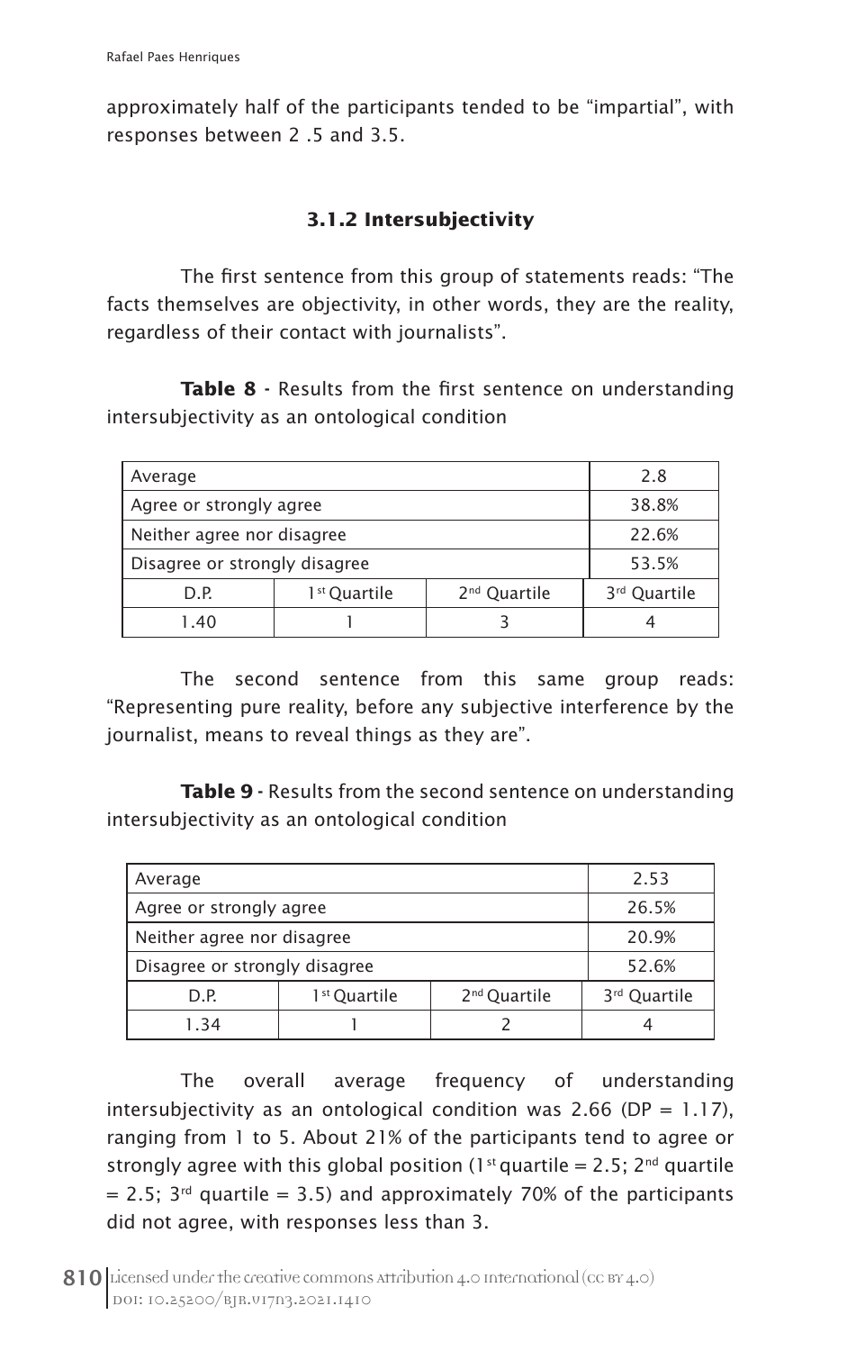approximately half of the participants tended to be "impartial", with responses between 2 .5 and 3.5.

### 3.1.2 Intersubjectivity

The first sentence from this group of statements reads: "The facts themselves are objectivity, in other words, they are the reality, regardless of their contact with journalists".

**Table 8** - Results from the first sentence on understanding intersubjectivity as an ontological condition

| Average | | | 2.8 |
|---|---|---|---|
| Agree or strongly agree | | | 38.8% |
| Neither agree nor disagree | | | 22.6% |
| Disagree or strongly disagree | | | 53.5% |
| D.P. | 1st Quartile | 2nd Quartile | 3rd Quartile |
| 1.40 | 1 | 3 | 4 |

The second sentence from this same group reads: "Representing pure reality, before any subjective interference by the journalist, means to reveal things as they are".

**Table 9** - Results from the second sentence on understanding intersubjectivity as an ontological condition

| Average | | | 2.53 |
|---|---|---|---|
| Agree or strongly agree | | | 26.5% |
| Neither agree nor disagree | | | 20.9% |
| Disagree or strongly disagree | | | 52.6% |
| D.P. | 1st Quartile | 2nd Quartile | 3rd Quartile |
| 1.34 | 1 | 2 | 4 |

The overall average frequency of understanding intersubjectivity as an ontological condition was 2.66 (DP = 1.17), ranging from 1 to 5. About 21% of the participants tend to agree or strongly agree with this global position (1st quartile = 2.5; 2nd quartile = 2.5; 3rd quartile = 3.5) and approximately 70% of the participants did not agree, with responses less than 3.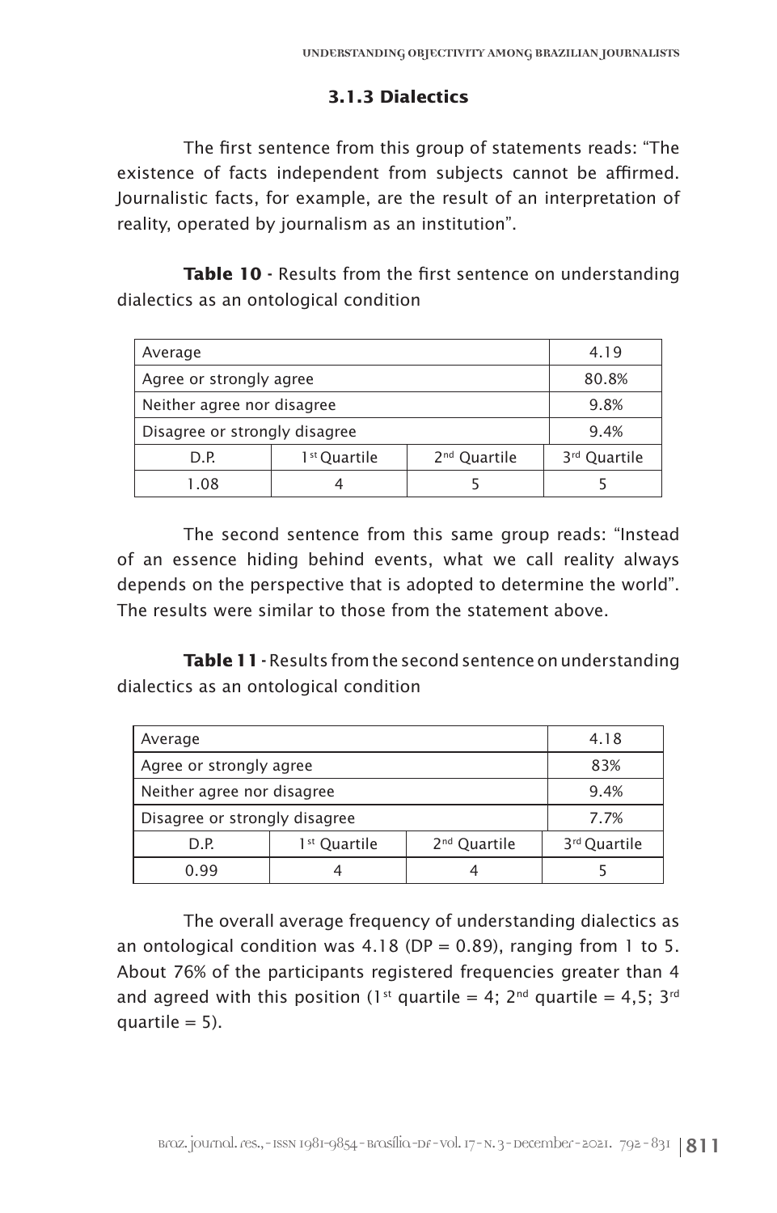### 3.1.3 Dialectics

The first sentence from this group of statements reads: "The existence of facts independent from subjects cannot be affirmed. Journalistic facts, for example, are the result of an interpretation of reality, operated by journalism as an institution".

**Table 10 -** Results from the first sentence on understanding dialectics as an ontological condition

| Average | | | 4.19 |
|---|---|---|---|
| Agree or strongly agree | | | 80.8% |
| Neither agree nor disagree | | | 9.8% |
| Disagree or strongly disagree | | | 9.4% |
| D.P. | 1st Quartile | 2nd Quartile | 3rd Quartile |
| 1.08 | 4 | 5 | 5 |

The second sentence from this same group reads: "Instead of an essence hiding behind events, what we call reality always depends on the perspective that is adopted to determine the world". The results were similar to those from the statement above.

**Table 11 -** Results from the second sentence on understanding dialectics as an ontological condition

| Average | | | 4.18 |
|---|---|---|---|
| Agree or strongly agree | | | 83% |
| Neither agree nor disagree | | | 9.4% |
| Disagree or strongly disagree | | | 7.7% |
| D.P. | 1st Quartile | 2nd Quartile | 3rd Quartile |
| 0.99 | 4 | 4 | 5 |

The overall average frequency of understanding dialectics as an ontological condition was 4.18 (DP = 0.89), ranging from 1 to 5. About 76% of the participants registered frequencies greater than 4 and agreed with this position (1st quartile = 4; 2nd quartile = 4,5; 3rd quartile = 5).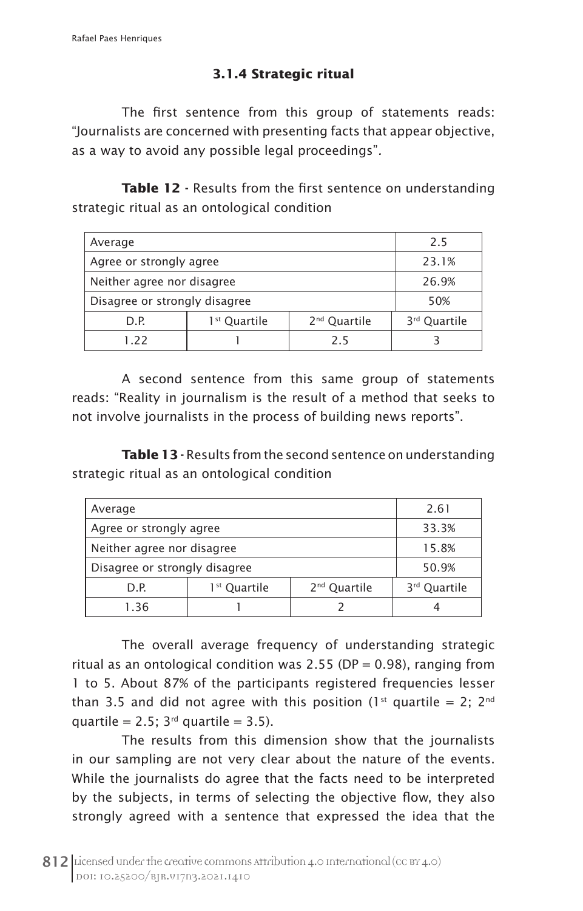### 3.1.4 Strategic ritual

The first sentence from this group of statements reads: "Journalists are concerned with presenting facts that appear objective, as a way to avoid any possible legal proceedings".

**Table 12 -** Results from the first sentence on understanding strategic ritual as an ontological condition

| Average | | | 2.5 |
|---|---|---|---|
| Agree or strongly agree | | | 23.1% |
| Neither agree nor disagree | | | 26.9% |
| Disagree or strongly disagree | | | 50% |
| D.P. | 1st Quartile | 2nd Quartile | 3rd Quartile |
| 1.22 | 1 | 2.5 | 3 |

A second sentence from this same group of statements reads: "Reality in journalism is the result of a method that seeks to not involve journalists in the process of building news reports".

**Table 13 -** Results from the second sentence on understanding strategic ritual as an ontological condition

| Average | | | 2.61 |
|---|---|---|---|
| Agree or strongly agree | | | 33.3% |
| Neither agree nor disagree | | | 15.8% |
| Disagree or strongly disagree | | | 50.9% |
| D.P. | 1st Quartile | 2nd Quartile | 3rd Quartile |
| 1.36 | 1 | 2 | 4 |

The overall average frequency of understanding strategic ritual as an ontological condition was 2.55 (DP = 0.98), ranging from 1 to 5. About 87% of the participants registered frequencies lesser than 3.5 and did not agree with this position (1st quartile = 2; 2nd quartile = 2.5; 3rd quartile = 3.5).

The results from this dimension show that the journalists in our sampling are not very clear about the nature of the events. While the journalists do agree that the facts need to be interpreted by the subjects, in terms of selecting the objective flow, they also strongly agreed with a sentence that expressed the idea that the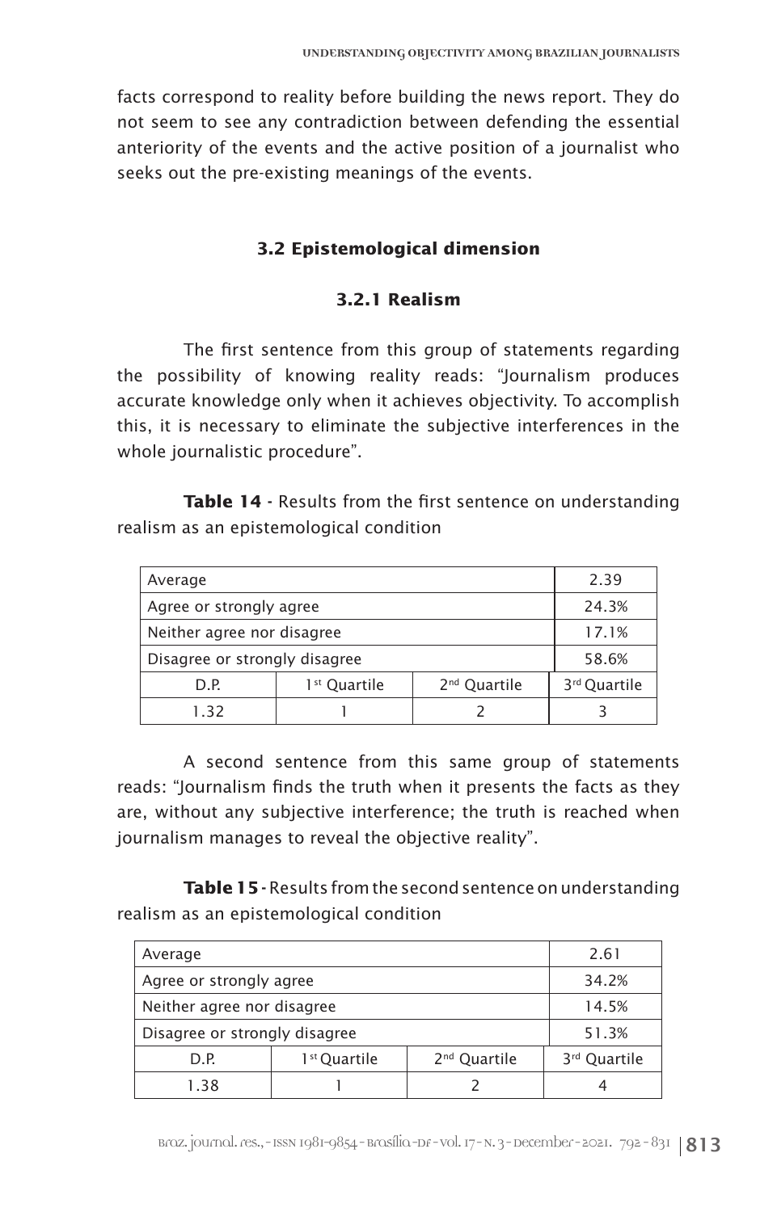facts correspond to reality before building the news report. They do not seem to see any contradiction between defending the essential anteriority of the events and the active position of a journalist who seeks out the pre-existing meanings of the events.

### 3.2 Epistemological dimension

#### 3.2.1 Realism

The first sentence from this group of statements regarding the possibility of knowing reality reads: "Journalism produces accurate knowledge only when it achieves objectivity. To accomplish this, it is necessary to eliminate the subjective interferences in the whole journalistic procedure".

**Table 14 -** Results from the first sentence on understanding realism as an epistemological condition

| Average | | | 2.39 |
|---|---|---|---|
| Agree or strongly agree | | | 24.3% |
| Neither agree nor disagree | | | 17.1% |
| Disagree or strongly disagree | | | 58.6% |
| D.P. | 1st Quartile | 2nd Quartile | 3rd Quartile |
| 1.32 | 1 | 2 | 3 |

A second sentence from this same group of statements reads: "Journalism finds the truth when it presents the facts as they are, without any subjective interference; the truth is reached when journalism manages to reveal the objective reality".

**Table 15 -** Results from the second sentence on understanding realism as an epistemological condition

| Average | | | 2.61 |
|---|---|---|---|
| Agree or strongly agree | | | 34.2% |
| Neither agree nor disagree | | | 14.5% |
| Disagree or strongly disagree | | | 51.3% |
| D.P. | 1st Quartile | 2nd Quartile | 3rd Quartile |
| 1.38 | 1 | 2 | 4 |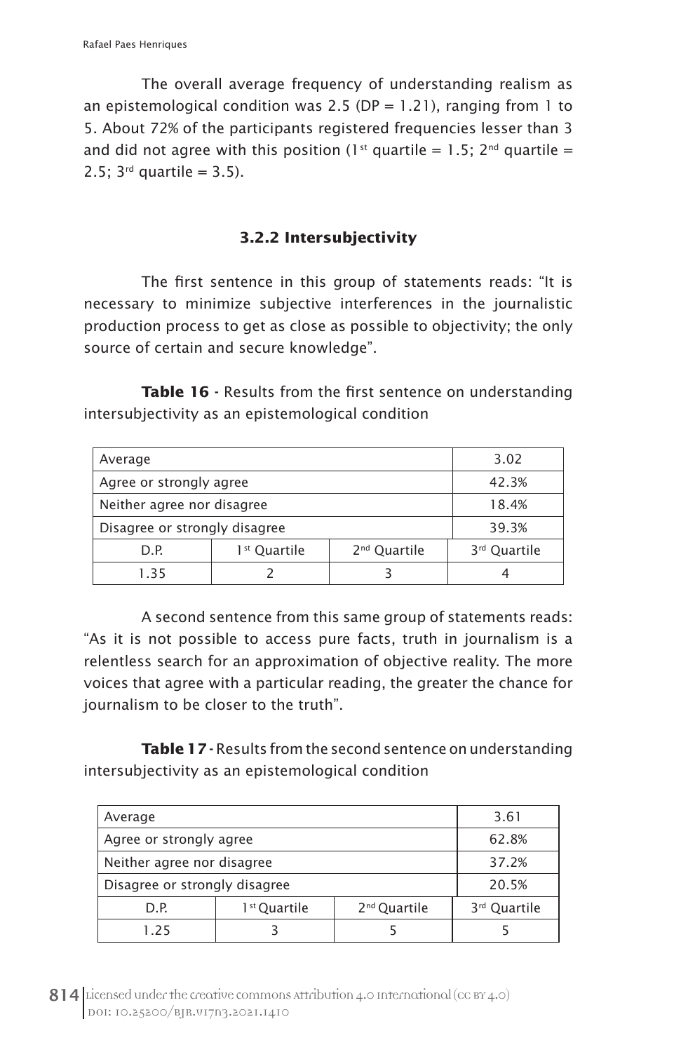The overall average frequency of understanding realism as an epistemological condition was 2.5 (DP = 1.21), ranging from 1 to 5. About 72% of the participants registered frequencies lesser than 3 and did not agree with this position (1st quartile = 1.5; 2nd quartile = 2.5; 3rd quartile = 3.5).

### 3.2.2 Intersubjectivity

The first sentence in this group of statements reads: "It is necessary to minimize subjective interferences in the journalistic production process to get as close as possible to objectivity; the only source of certain and secure knowledge".

**Table 16 -** Results from the first sentence on understanding intersubjectivity as an epistemological condition

| Average | | | 3.02 |
|---|---|---|---|
| Agree or strongly agree | | | 42.3% |
| Neither agree nor disagree | | | 18.4% |
| Disagree or strongly disagree | | | 39.3% |
| D.P. | 1st Quartile | 2nd Quartile | 3rd Quartile |
| 1.35 | 2 | 3 | 4 |

A second sentence from this same group of statements reads: "As it is not possible to access pure facts, truth in journalism is a relentless search for an approximation of objective reality. The more voices that agree with a particular reading, the greater the chance for journalism to be closer to the truth".

**Table 17 -** Results from the second sentence on understanding intersubjectivity as an epistemological condition

| Average | | | 3.61 |
|---|---|---|---|
| Agree or strongly agree | | | 62.8% |
| Neither agree nor disagree | | | 37.2% |
| Disagree or strongly disagree | | | 20.5% |
| D.P. | 1st Quartile | 2nd Quartile | 3rd Quartile |
| 1.25 | 3 | 5 | 5 |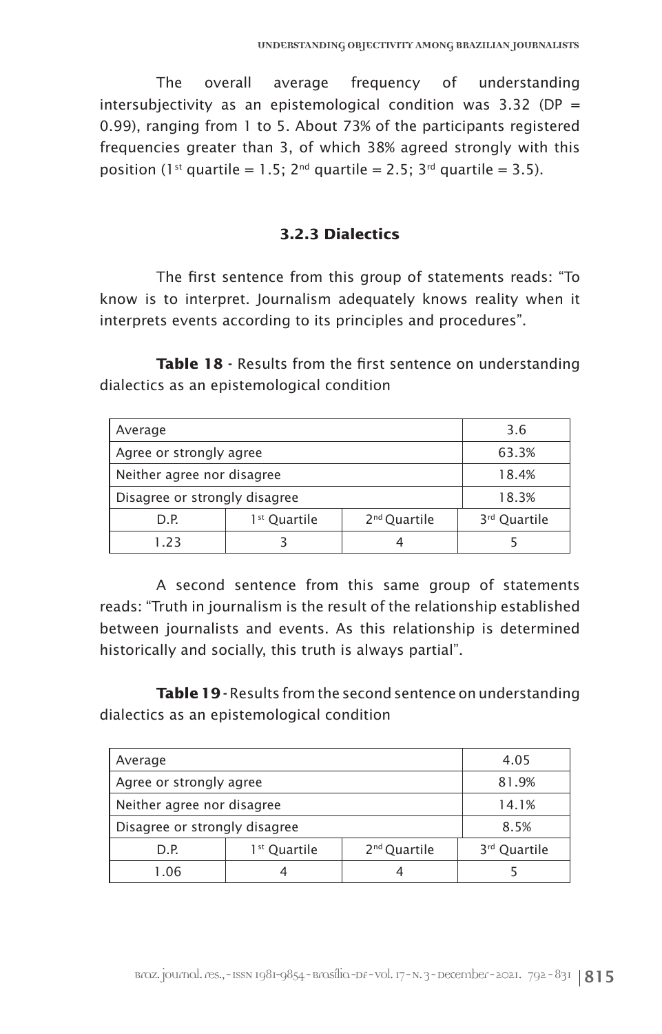The overall average frequency of understanding intersubjectivity as an epistemological condition was 3.32 (DP = 0.99), ranging from 1 to 5. About 73% of the participants registered frequencies greater than 3, of which 38% agreed strongly with this position (1st quartile = 1.5; 2nd quartile = 2.5; 3rd quartile = 3.5).

### 3.2.3 Dialectics

The first sentence from this group of statements reads: "To know is to interpret. Journalism adequately knows reality when it interprets events according to its principles and procedures".

**Table 18 -** Results from the first sentence on understanding dialectics as an epistemological condition

| Average | | | 3.6 |
|---|---|---|---|
| Agree or strongly agree | | | 63.3% |
| Neither agree nor disagree | | | 18.4% |
| Disagree or strongly disagree | | | 18.3% |
| D.P. | 1st Quartile | 2nd Quartile | 3rd Quartile |
| 1.23 | 3 | 4 | 5 |

A second sentence from this same group of statements reads: "Truth in journalism is the result of the relationship established between journalists and events. As this relationship is determined historically and socially, this truth is always partial".

**Table 19 -** Results from the second sentence on understanding dialectics as an epistemological condition

| Average | | | 4.05 |
|---|---|---|---|
| Agree or strongly agree | | | 81.9% |
| Neither agree nor disagree | | | 14.1% |
| Disagree or strongly disagree | | | 8.5% |
| D.P. | 1st Quartile | 2nd Quartile | 3rd Quartile |
| 1.06 | 4 | 4 | 5 |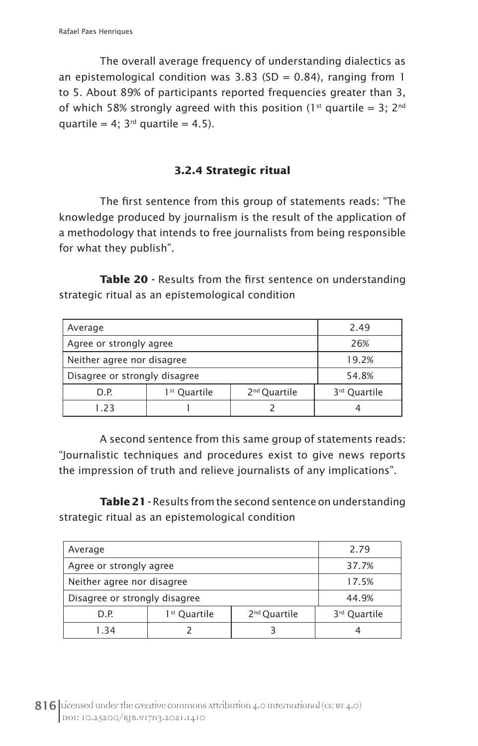The overall average frequency of understanding dialectics as an epistemological condition was 3.83 (SD = 0.84), ranging from 1 to 5. About 89% of participants reported frequencies greater than 3, of which 58% strongly agreed with this position (1st quartile = 3; 2nd quartile = 4; 3rd quartile = 4.5).

### 3.2.4 Strategic ritual

The first sentence from this group of statements reads: "The knowledge produced by journalism is the result of the application of a methodology that intends to free journalists from being responsible for what they publish".

**Table 20 -** Results from the first sentence on understanding strategic ritual as an epistemological condition

| Average | | | 2.49 |
|---|---|---|---|
| Agree or strongly agree | | | 26% |
| Neither agree nor disagree | | | 19.2% |
| Disagree or strongly disagree | | | 54.8% |
| D.P. | 1st Quartile | 2nd Quartile | 3rd Quartile |
| 1.23 | 1 | 2 | 4 |

A second sentence from this same group of statements reads: "Journalistic techniques and procedures exist to give news reports the impression of truth and relieve journalists of any implications".

**Table 21 -** Results from the second sentence on understanding strategic ritual as an epistemological condition

| Average | | | 2.79 |
|---|---|---|---|
| Agree or strongly agree | | | 37.7% |
| Neither agree nor disagree | | | 17.5% |
| Disagree or strongly disagree | | | 44.9% |
| D.P. | 1st Quartile | 2nd Quartile | 3rd Quartile |
| 1.34 | 2 | 3 | 4 |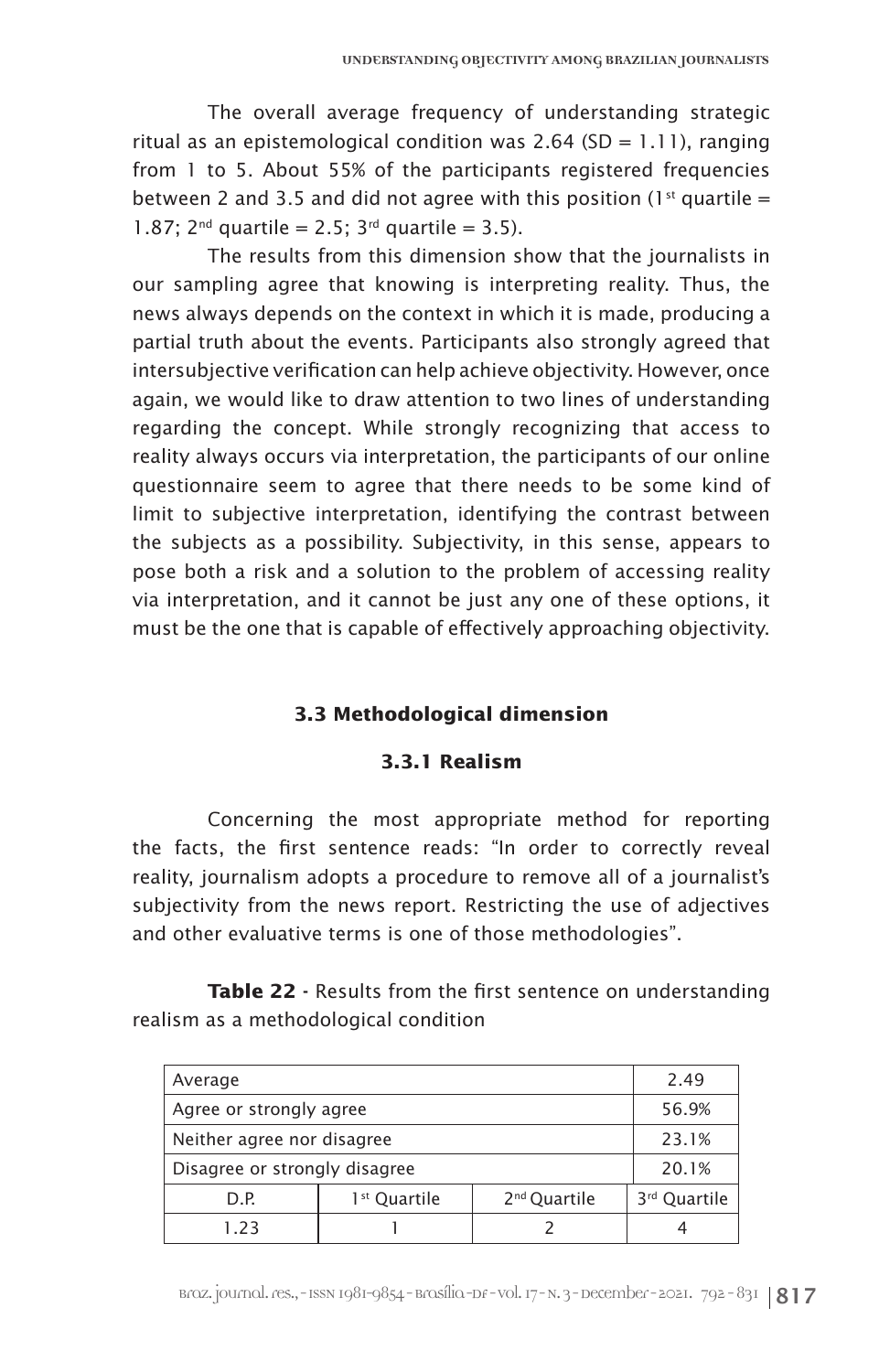The overall average frequency of understanding strategic ritual as an epistemological condition was 2.64 (SD = 1.11), ranging from 1 to 5. About 55% of the participants registered frequencies between 2 and 3.5 and did not agree with this position (1st quartile = 1.87; 2nd quartile = 2.5; 3rd quartile = 3.5).

The results from this dimension show that the journalists in our sampling agree that knowing is interpreting reality. Thus, the news always depends on the context in which it is made, producing a partial truth about the events. Participants also strongly agreed that intersubjective verification can help achieve objectivity. However, once again, we would like to draw attention to two lines of understanding regarding the concept. While strongly recognizing that access to reality always occurs via interpretation, the participants of our online questionnaire seem to agree that there needs to be some kind of limit to subjective interpretation, identifying the contrast between the subjects as a possibility. Subjectivity, in this sense, appears to pose both a risk and a solution to the problem of accessing reality via interpretation, and it cannot be just any one of these options, it must be the one that is capable of effectively approaching objectivity.

### 3.3 Methodological dimension

#### 3.3.1 Realism

Concerning the most appropriate method for reporting the facts, the first sentence reads: "In order to correctly reveal reality, journalism adopts a procedure to remove all of a journalist's subjectivity from the news report. Restricting the use of adjectives and other evaluative terms is one of those methodologies".

**Table 22 -** Results from the first sentence on understanding realism as a methodological condition

| Average | | | 2.49 |
|---|---|---|---|
| Agree or strongly agree | | | 56.9% |
| Neither agree nor disagree | | | 23.1% |
| Disagree or strongly disagree | | | 20.1% |
| D.P. | 1st Quartile | 2nd Quartile | 3rd Quartile |
| 1.23 | 1 | 2 | 4 |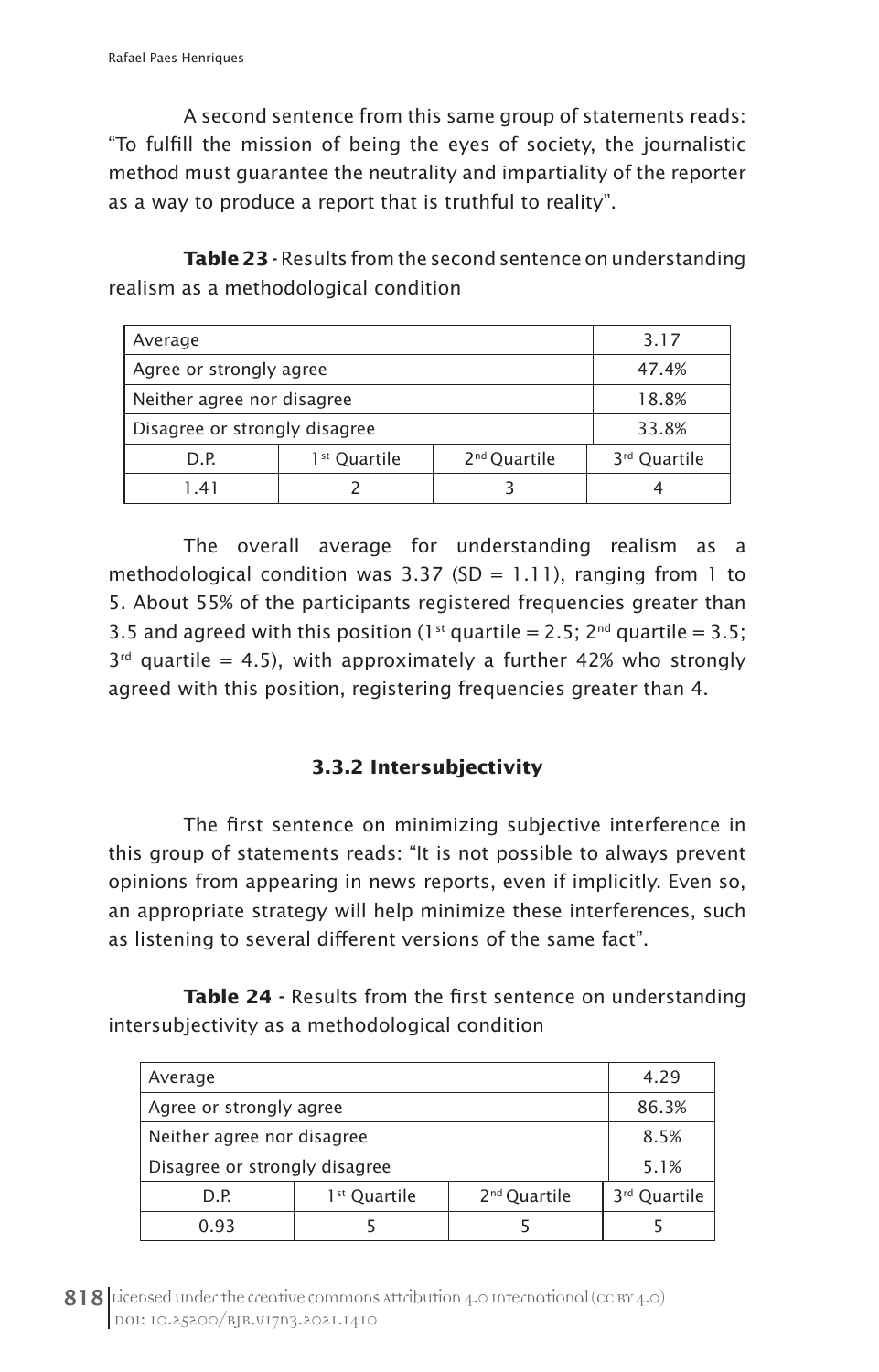A second sentence from this same group of statements reads: "To fulfill the mission of being the eyes of society, the journalistic method must guarantee the neutrality and impartiality of the reporter as a way to produce a report that is truthful to reality".

**Table 23 -** Results from the second sentence on understanding realism as a methodological condition

| Average | | | 3.17 |
|---|---|---|---|
| Agree or strongly agree | | | 47.4% |
| Neither agree nor disagree | | | 18.8% |
| Disagree or strongly disagree | | | 33.8% |
| D.P. | 1st Quartile | 2nd Quartile | 3rd Quartile |
| 1.41 | 2 | 3 | 4 |

The overall average for understanding realism as a methodological condition was 3.37 (SD = 1.11), ranging from 1 to 5. About 55% of the participants registered frequencies greater than 3.5 and agreed with this position (1st quartile = 2.5; 2nd quartile = 3.5; 3rd quartile = 4.5), with approximately a further 42% who strongly agreed with this position, registering frequencies greater than 4.

### 3.3.2 Intersubjectivity

The first sentence on minimizing subjective interference in this group of statements reads: "It is not possible to always prevent opinions from appearing in news reports, even if implicitly. Even so, an appropriate strategy will help minimize these interferences, such as listening to several different versions of the same fact".

**Table 24 -** Results from the first sentence on understanding intersubjectivity as a methodological condition

| Average | | | 4.29 |
|---|---|---|---|
| Agree or strongly agree | | | 86.3% |
| Neither agree nor disagree | | | 8.5% |
| Disagree or strongly disagree | | | 5.1% |
| D.P. | 1st Quartile | 2nd Quartile | 3rd Quartile |
| 0.93 | 5 | 5 | 5 |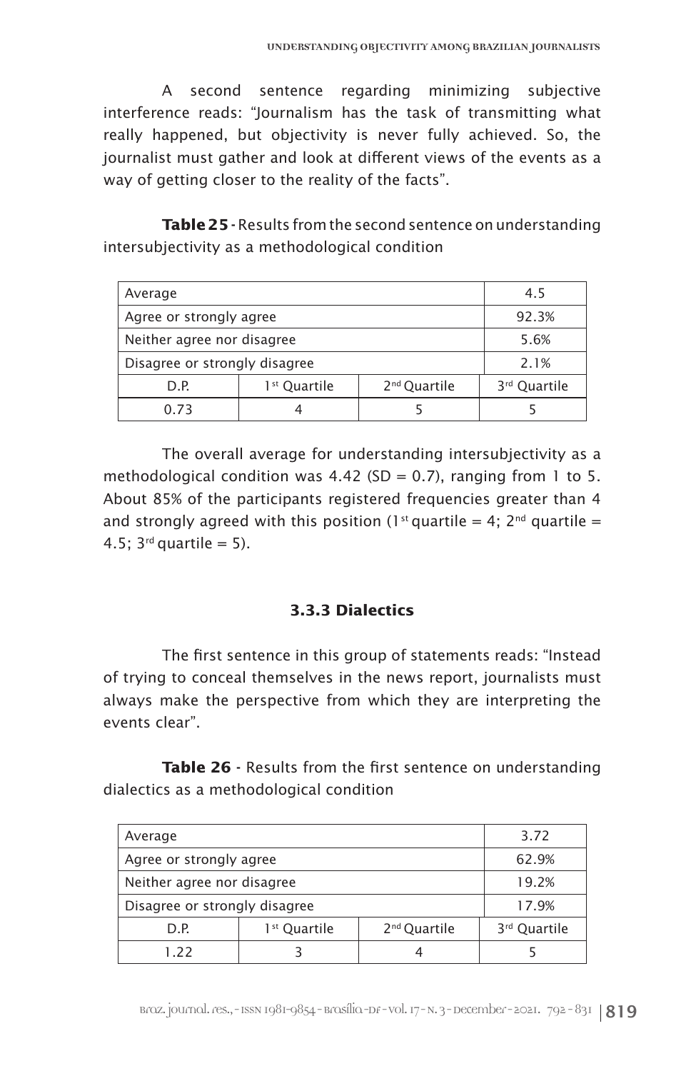A second sentence regarding minimizing subjective interference reads: "Journalism has the task of transmitting what really happened, but objectivity is never fully achieved. So, the journalist must gather and look at different views of the events as a way of getting closer to the reality of the facts".

**Table 25** - Results from the second sentence on understanding intersubjectivity as a methodological condition

| Average | | | 4.5 |
|---|---|---|---|
| Agree or strongly agree | | | 92.3% |
| Neither agree nor disagree | | | 5.6% |
| Disagree or strongly disagree | | | 2.1% |
| D.P. | 1st Quartile | 2nd Quartile | 3rd Quartile |
| 0.73 | 4 | 5 | 5 |

The overall average for understanding intersubjectivity as a methodological condition was 4.42 (SD = 0.7), ranging from 1 to 5. About 85% of the participants registered frequencies greater than 4 and strongly agreed with this position (1st quartile = 4; 2nd quartile = 4.5; 3rd quartile = 5).

### 3.3.3 Dialectics

The first sentence in this group of statements reads: "Instead of trying to conceal themselves in the news report, journalists must always make the perspective from which they are interpreting the events clear".

**Table 26** - Results from the first sentence on understanding dialectics as a methodological condition

| Average | | | 3.72 |
|---|---|---|---|
| Agree or strongly agree | | | 62.9% |
| Neither agree nor disagree | | | 19.2% |
| Disagree or strongly disagree | | | 17.9% |
| D.P. | 1st Quartile | 2nd Quartile | 3rd Quartile |
| 1.22 | 3 | 4 | 5 |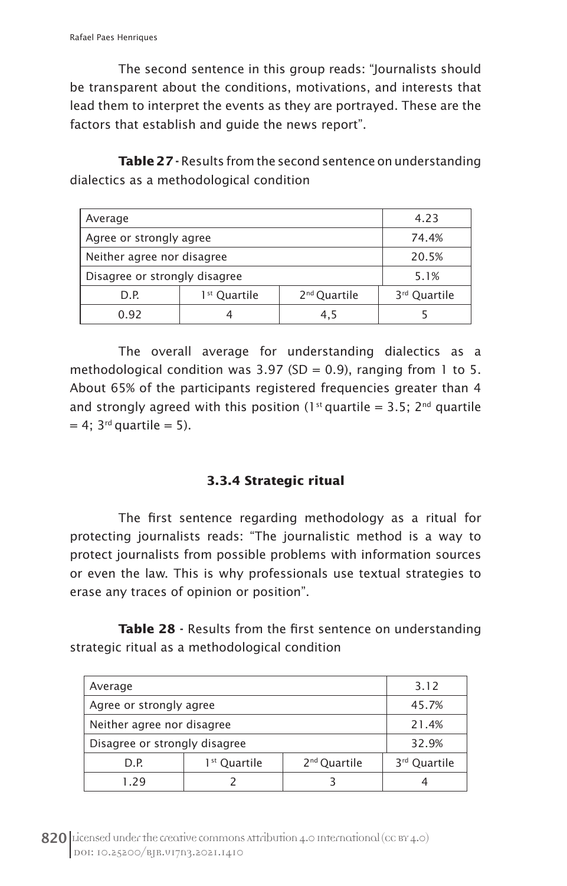The second sentence in this group reads: "Journalists should be transparent about the conditions, motivations, and interests that lead them to interpret the events as they are portrayed. These are the factors that establish and guide the news report".

**Table 27** - Results from the second sentence on understanding dialectics as a methodological condition

| Average | | | 4.23 |
|---|---|---|---|
| Agree or strongly agree | | | 74.4% |
| Neither agree nor disagree | | | 20.5% |
| Disagree or strongly disagree | | | 5.1% |
| D.P. | 1st Quartile | 2nd Quartile | 3rd Quartile |
| 0.92 | 4 | 4,5 | 5 |

The overall average for understanding dialectics as a methodological condition was 3.97 (SD = 0.9), ranging from 1 to 5. About 65% of the participants registered frequencies greater than 4 and strongly agreed with this position (1st quartile = 3.5; 2nd quartile = 4; 3rd quartile = 5).

### 3.3.4 Strategic ritual

The first sentence regarding methodology as a ritual for protecting journalists reads: "The journalistic method is a way to protect journalists from possible problems with information sources or even the law. This is why professionals use textual strategies to erase any traces of opinion or position".

**Table 28** - Results from the first sentence on understanding strategic ritual as a methodological condition

| Average | | | 3.12 |
|---|---|---|---|
| Agree or strongly agree | | | 45.7% |
| Neither agree nor disagree | | | 21.4% |
| Disagree or strongly disagree | | | 32.9% |
| D.P. | 1st Quartile | 2nd Quartile | 3rd Quartile |
| 1.29 | 2 | 3 | 4 |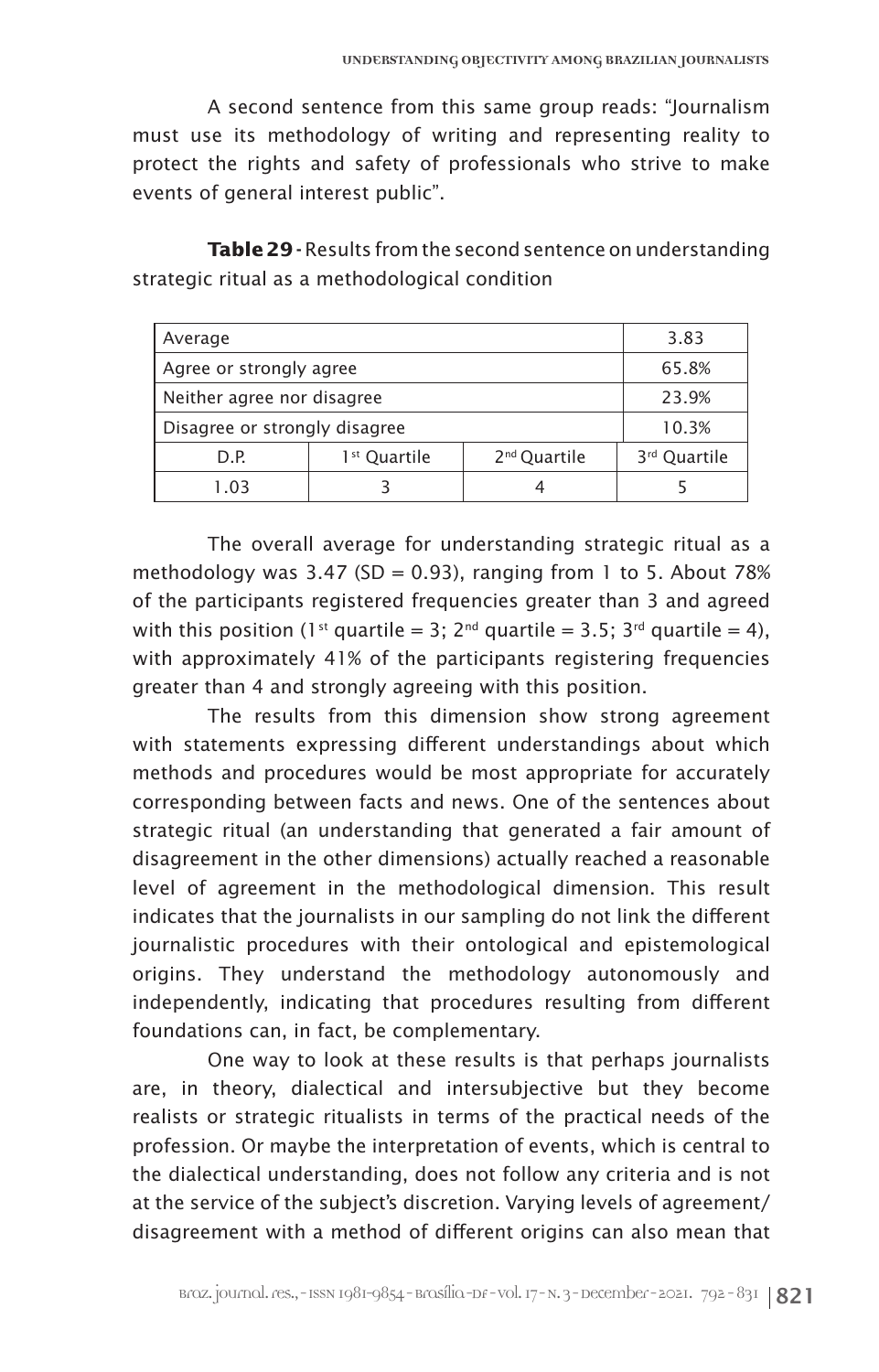A second sentence from this same group reads: "Journalism must use its methodology of writing and representing reality to protect the rights and safety of professionals who strive to make events of general interest public".

**Table 29** - Results from the second sentence on understanding strategic ritual as a methodological condition

| Average | | | 3.83 |
|---|---|---|---|
| Agree or strongly agree | | | 65.8% |
| Neither agree nor disagree | | | 23.9% |
| Disagree or strongly disagree | | | 10.3% |
| D.P. | 1st Quartile | 2nd Quartile | 3rd Quartile |
| 1.03 | 3 | 4 | 5 |

The overall average for understanding strategic ritual as a methodology was 3.47 (SD = 0.93), ranging from 1 to 5. About 78% of the participants registered frequencies greater than 3 and agreed with this position (1st quartile = 3; 2nd quartile = 3.5; 3rd quartile = 4), with approximately 41% of the participants registering frequencies greater than 4 and strongly agreeing with this position.

The results from this dimension show strong agreement with statements expressing different understandings about which methods and procedures would be most appropriate for accurately corresponding between facts and news. One of the sentences about strategic ritual (an understanding that generated a fair amount of disagreement in the other dimensions) actually reached a reasonable level of agreement in the methodological dimension. This result indicates that the journalists in our sampling do not link the different journalistic procedures with their ontological and epistemological origins. They understand the methodology autonomously and independently, indicating that procedures resulting from different foundations can, in fact, be complementary.

One way to look at these results is that perhaps journalists are, in theory, dialectical and intersubjective but they become realists or strategic ritualists in terms of the practical needs of the profession. Or maybe the interpretation of events, which is central to the dialectical understanding, does not follow any criteria and is not at the service of the subject's discretion. Varying levels of agreement/disagreement with a method of different origins can also mean that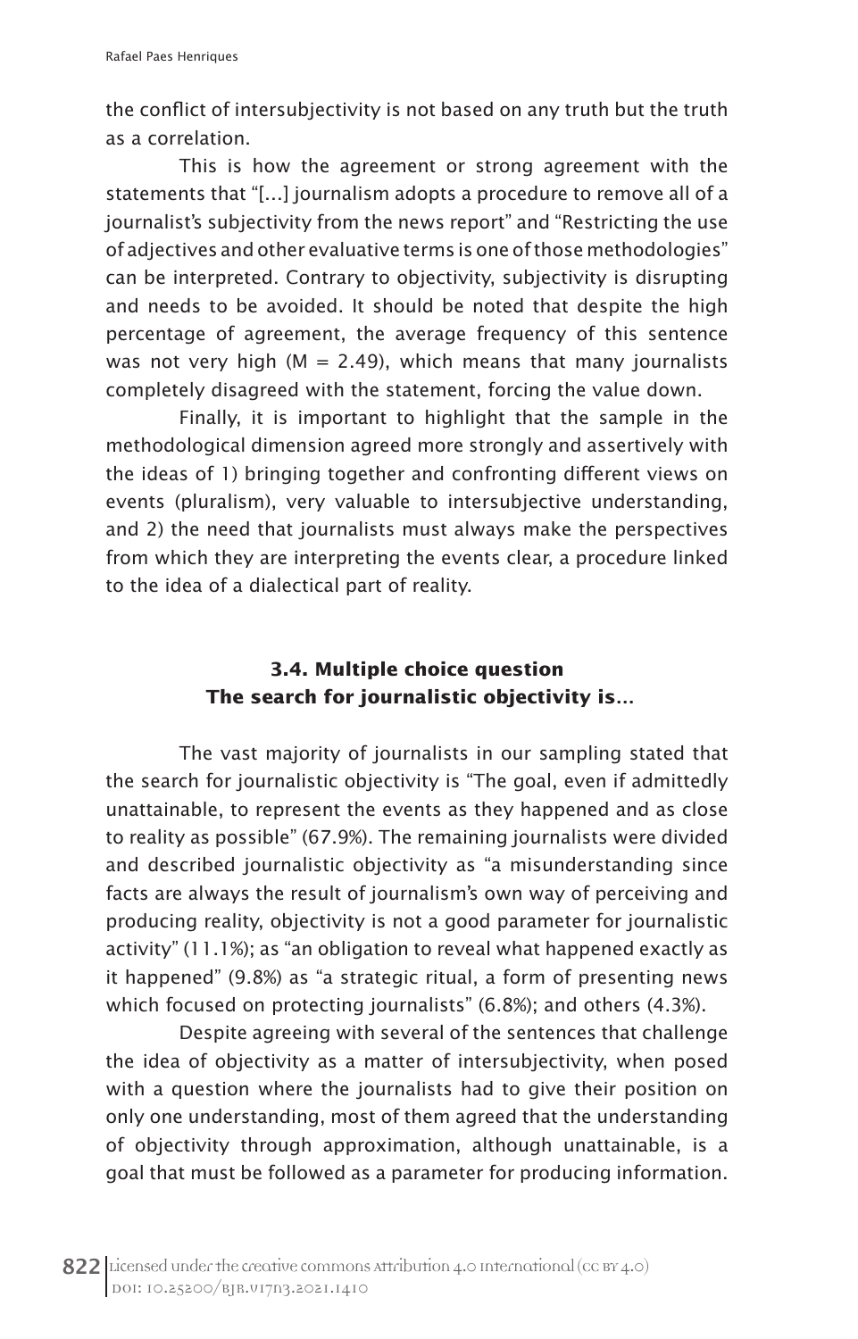the conflict of intersubjectivity is not based on any truth but the truth as a correlation.

This is how the agreement or strong agreement with the statements that "[...] journalism adopts a procedure to remove all of a journalist's subjectivity from the news report" and "Restricting the use of adjectives and other evaluative terms is one of those methodologies" can be interpreted. Contrary to objectivity, subjectivity is disrupting and needs to be avoided. It should be noted that despite the high percentage of agreement, the average frequency of this sentence was not very high ($M = 2.49$), which means that many journalists completely disagreed with the statement, forcing the value down.

Finally, it is important to highlight that the sample in the methodological dimension agreed more strongly and assertively with the ideas of 1) bringing together and confronting different views on events (pluralism), very valuable to intersubjective understanding, and 2) the need that journalists must always make the perspectives from which they are interpreting the events clear, a procedure linked to the idea of a dialectical part of reality.

### 3.4. Multiple choice question The search for journalistic objectivity is...

The vast majority of journalists in our sampling stated that the search for journalistic objectivity is "The goal, even if admittedly unattainable, to represent the events as they happened and as close to reality as possible" (67.9%). The remaining journalists were divided and described journalistic objectivity as "a misunderstanding since facts are always the result of journalism's own way of perceiving and producing reality, objectivity is not a good parameter for journalistic activity" (11.1%); as "an obligation to reveal what happened exactly as it happened" (9.8%) as "a strategic ritual, a form of presenting news which focused on protecting journalists" (6.8%); and others (4.3%).

Despite agreeing with several of the sentences that challenge the idea of objectivity as a matter of intersubjectivity, when posed with a question where the journalists had to give their position on only one understanding, most of them agreed that the understanding of objectivity through approximation, although unattainable, is a goal that must be followed as a parameter for producing information.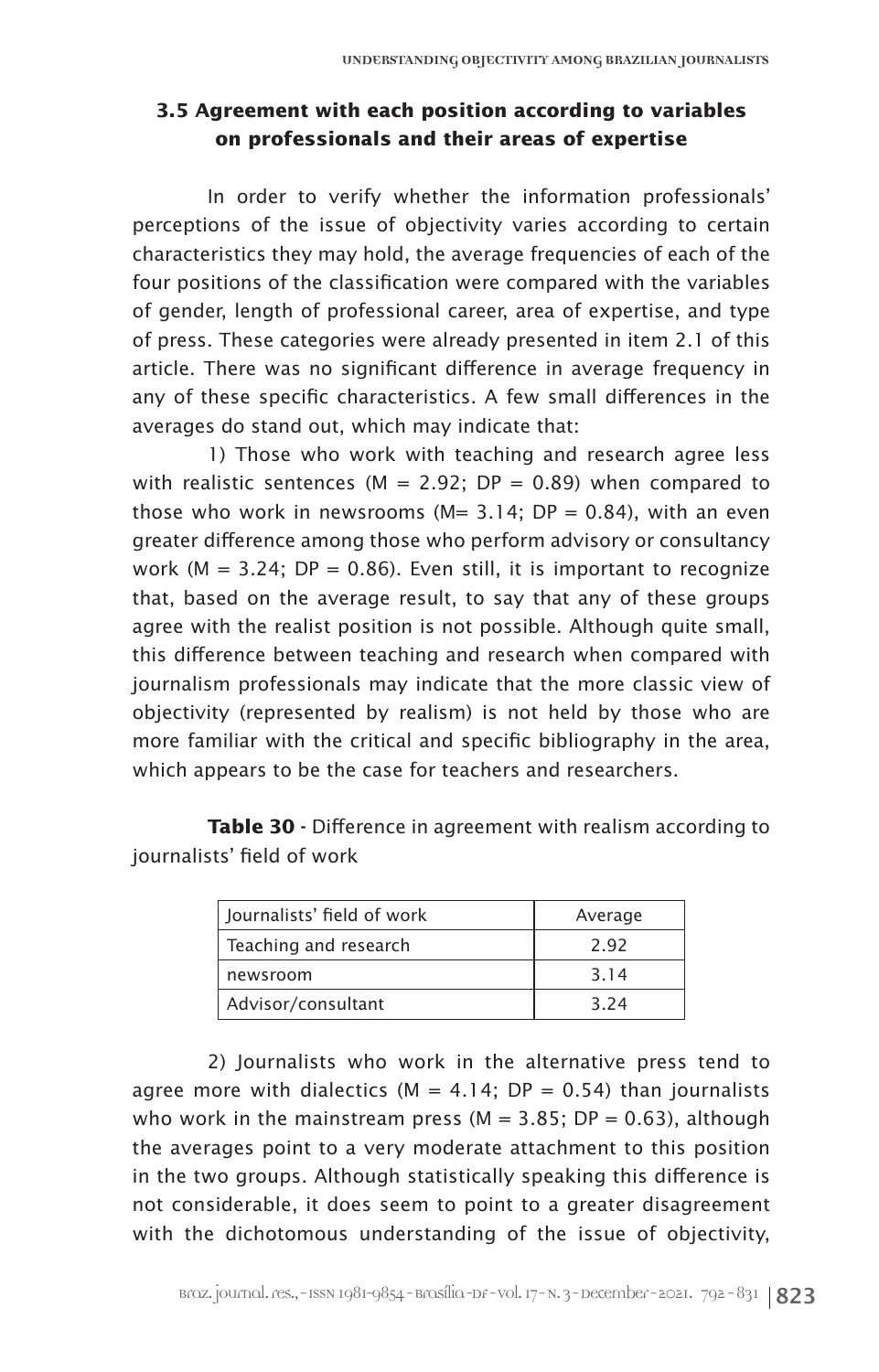### 3.5 Agreement with each position according to variables on professionals and their areas of expertise

In order to verify whether the information professionals' perceptions of the issue of objectivity varies according to certain characteristics they may hold, the average frequencies of each of the four positions of the classification were compared with the variables of gender, length of professional career, area of expertise, and type of press. These categories were already presented in item 2.1 of this article. There was no significant difference in average frequency in any of these specific characteristics. A few small differences in the averages do stand out, which may indicate that:

1) Those who work with teaching and research agree less with realistic sentences (M = 2.92; DP = 0.89) when compared to those who work in newsrooms (M= 3.14; DP = 0.84), with an even greater difference among those who perform advisory or consultancy work (M = 3.24; DP = 0.86). Even still, it is important to recognize that, based on the average result, to say that any of these groups agree with the realist position is not possible. Although quite small, this difference between teaching and research when compared with journalism professionals may indicate that the more classic view of objectivity (represented by realism) is not held by those who are more familiar with the critical and specific bibliography in the area, which appears to be the case for teachers and researchers.

**Table 30 -** Difference in agreement with realism according to journalists' field of work

| Journalists' field of work | Average |
|---|---|
| Teaching and research | 2.92 |
| newsroom | 3.14 |
| Advisor/consultant | 3.24 |

2) Journalists who work in the alternative press tend to agree more with dialectics (M = 4.14; DP = 0.54) than journalists who work in the mainstream press (M = 3.85; DP = 0.63), although the averages point to a very moderate attachment to this position in the two groups. Although statistically speaking this difference is not considerable, it does seem to point to a greater disagreement with the dichotomous understanding of the issue of objectivity,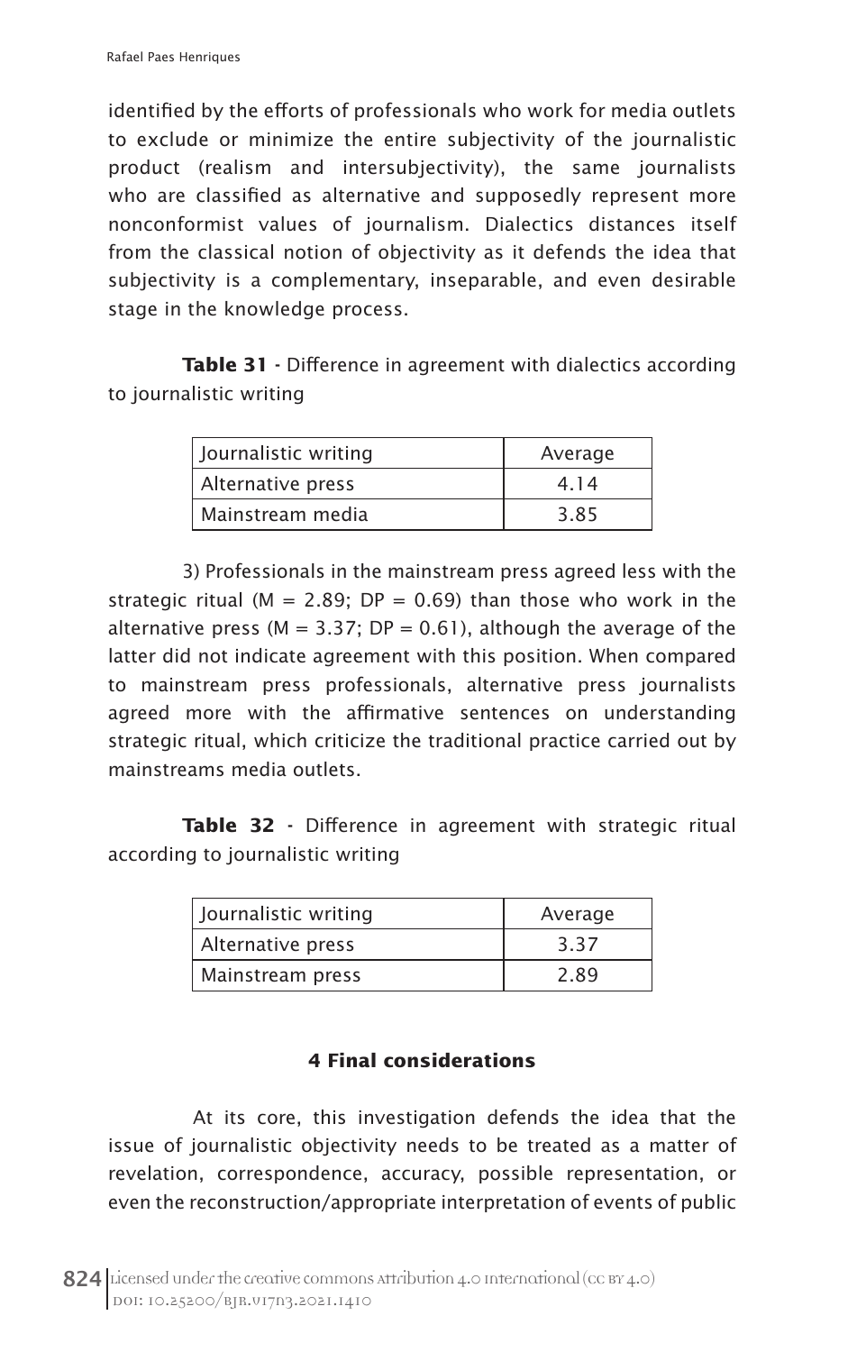identified by the efforts of professionals who work for media outlets to exclude or minimize the entire subjectivity of the journalistic product (realism and intersubjectivity), the same journalists who are classified as alternative and supposedly represent more nonconformist values of journalism. Dialectics distances itself from the classical notion of objectivity as it defends the idea that subjectivity is a complementary, inseparable, and even desirable stage in the knowledge process.

**Table 31** - Difference in agreement with dialectics according to journalistic writing

| Journalistic writing | Average |
|---|---|
| Alternative press | 4.14 |
| Mainstream media | 3.85 |

3) Professionals in the mainstream press agreed less with the strategic ritual ($M = 2.89$; $DP = 0.69$) than those who work in the alternative press ($M = 3.37$; $DP = 0.61$), although the average of the latter did not indicate agreement with this position. When compared to mainstream press professionals, alternative press journalists agreed more with the affirmative sentences on understanding strategic ritual, which criticize the traditional practice carried out by mainstreams media outlets.

**Table 32** - Difference in agreement with strategic ritual according to journalistic writing

| Journalistic writing | Average |
|---|---|
| Alternative press | 3.37 |
| Mainstream press | 2.89 |

## 4 Final considerations

At its core, this investigation defends the idea that the issue of journalistic objectivity needs to be treated as a matter of revelation, correspondence, accuracy, possible representation, or even the reconstruction/appropriate interpretation of events of public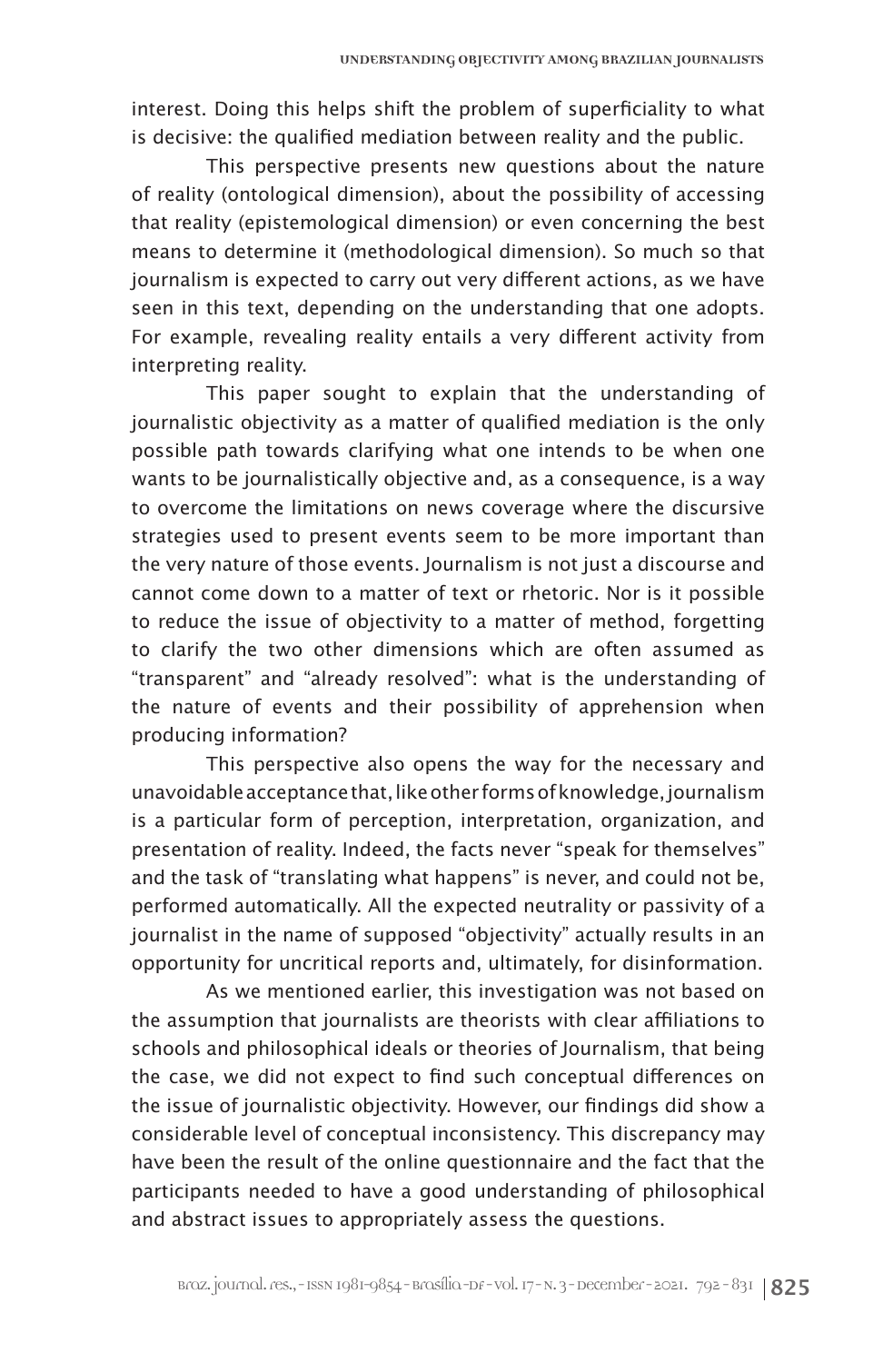interest. Doing this helps shift the problem of superficiality to what is decisive: the qualified mediation between reality and the public.

This perspective presents new questions about the nature of reality (ontological dimension), about the possibility of accessing that reality (epistemological dimension) or even concerning the best means to determine it (methodological dimension). So much so that journalism is expected to carry out very different actions, as we have seen in this text, depending on the understanding that one adopts. For example, revealing reality entails a very different activity from interpreting reality.

This paper sought to explain that the understanding of journalistic objectivity as a matter of qualified mediation is the only possible path towards clarifying what one intends to be when one wants to be journalistically objective and, as a consequence, is a way to overcome the limitations on news coverage where the discursive strategies used to present events seem to be more important than the very nature of those events. Journalism is not just a discourse and cannot come down to a matter of text or rhetoric. Nor is it possible to reduce the issue of objectivity to a matter of method, forgetting to clarify the two other dimensions which are often assumed as "transparent" and "already resolved": what is the understanding of the nature of events and their possibility of apprehension when producing information?

This perspective also opens the way for the necessary and unavoidable acceptance that, like other forms of knowledge, journalism is a particular form of perception, interpretation, organization, and presentation of reality. Indeed, the facts never "speak for themselves" and the task of "translating what happens" is never, and could not be, performed automatically. All the expected neutrality or passivity of a journalist in the name of supposed "objectivity" actually results in an opportunity for uncritical reports and, ultimately, for disinformation.

As we mentioned earlier, this investigation was not based on the assumption that journalists are theorists with clear affiliations to schools and philosophical ideals or theories of Journalism, that being the case, we did not expect to find such conceptual differences on the issue of journalistic objectivity. However, our findings did show a considerable level of conceptual inconsistency. This discrepancy may have been the result of the online questionnaire and the fact that the participants needed to have a good understanding of philosophical and abstract issues to appropriately assess the questions.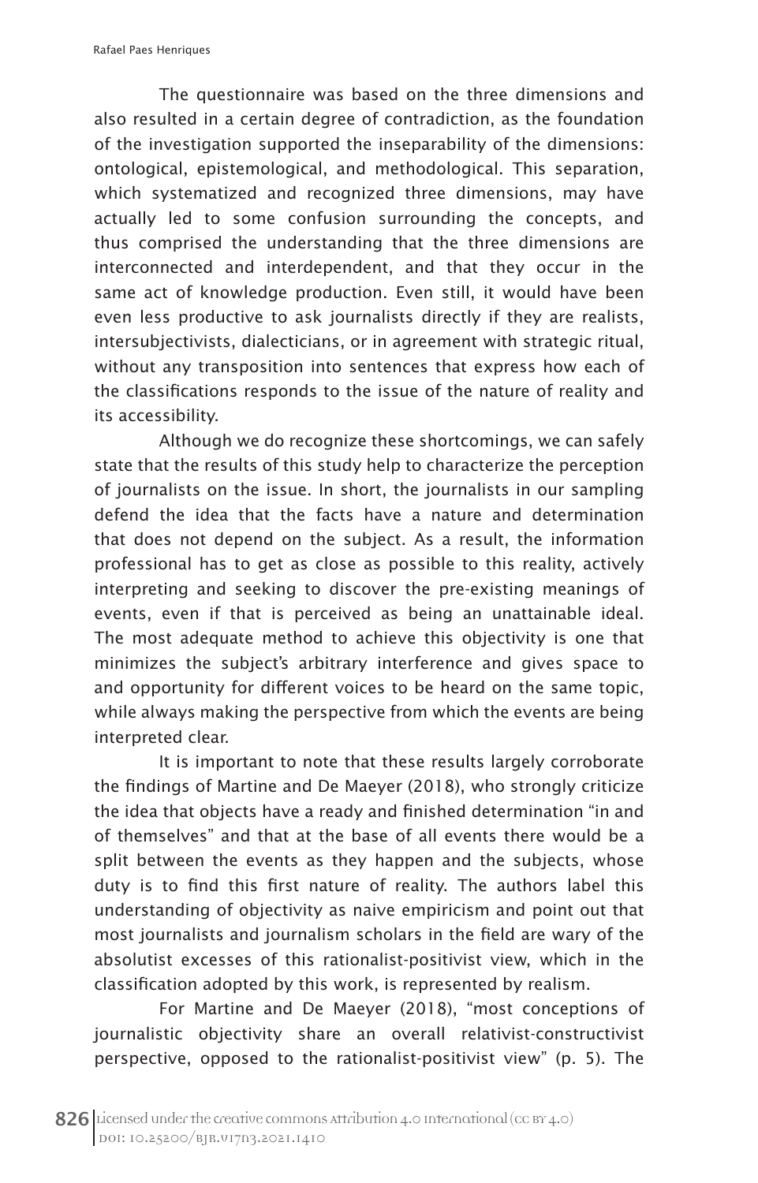The questionnaire was based on the three dimensions and also resulted in a certain degree of contradiction, as the foundation of the investigation supported the inseparability of the dimensions: ontological, epistemological, and methodological. This separation, which systematized and recognized three dimensions, may have actually led to some confusion surrounding the concepts, and thus comprised the understanding that the three dimensions are interconnected and interdependent, and that they occur in the same act of knowledge production. Even still, it would have been even less productive to ask journalists directly if they are realists, intersubjectivists, dialecticians, or in agreement with strategic ritual, without any transposition into sentences that express how each of the classifications responds to the issue of the nature of reality and its accessibility.

Although we do recognize these shortcomings, we can safely state that the results of this study help to characterize the perception of journalists on the issue. In short, the journalists in our sampling defend the idea that the facts have a nature and determination that does not depend on the subject. As a result, the information professional has to get as close as possible to this reality, actively interpreting and seeking to discover the pre-existing meanings of events, even if that is perceived as being an unattainable ideal. The most adequate method to achieve this objectivity is one that minimizes the subject's arbitrary interference and gives space to and opportunity for different voices to be heard on the same topic, while always making the perspective from which the events are being interpreted clear.

It is important to note that these results largely corroborate the findings of Martine and De Maeyer (2018), who strongly criticize the idea that objects have a ready and finished determination "in and of themselves" and that at the base of all events there would be a split between the events as they happen and the subjects, whose duty is to find this first nature of reality. The authors label this understanding of objectivity as naive empiricism and point out that most journalists and journalism scholars in the field are wary of the absolutist excesses of this rationalist-positivist view, which in the classification adopted by this work, is represented by realism.

For Martine and De Maeyer (2018), "most conceptions of journalistic objectivity share an overall relativist-constructivist perspective, opposed to the rationalist-positivist view" (p. 5). The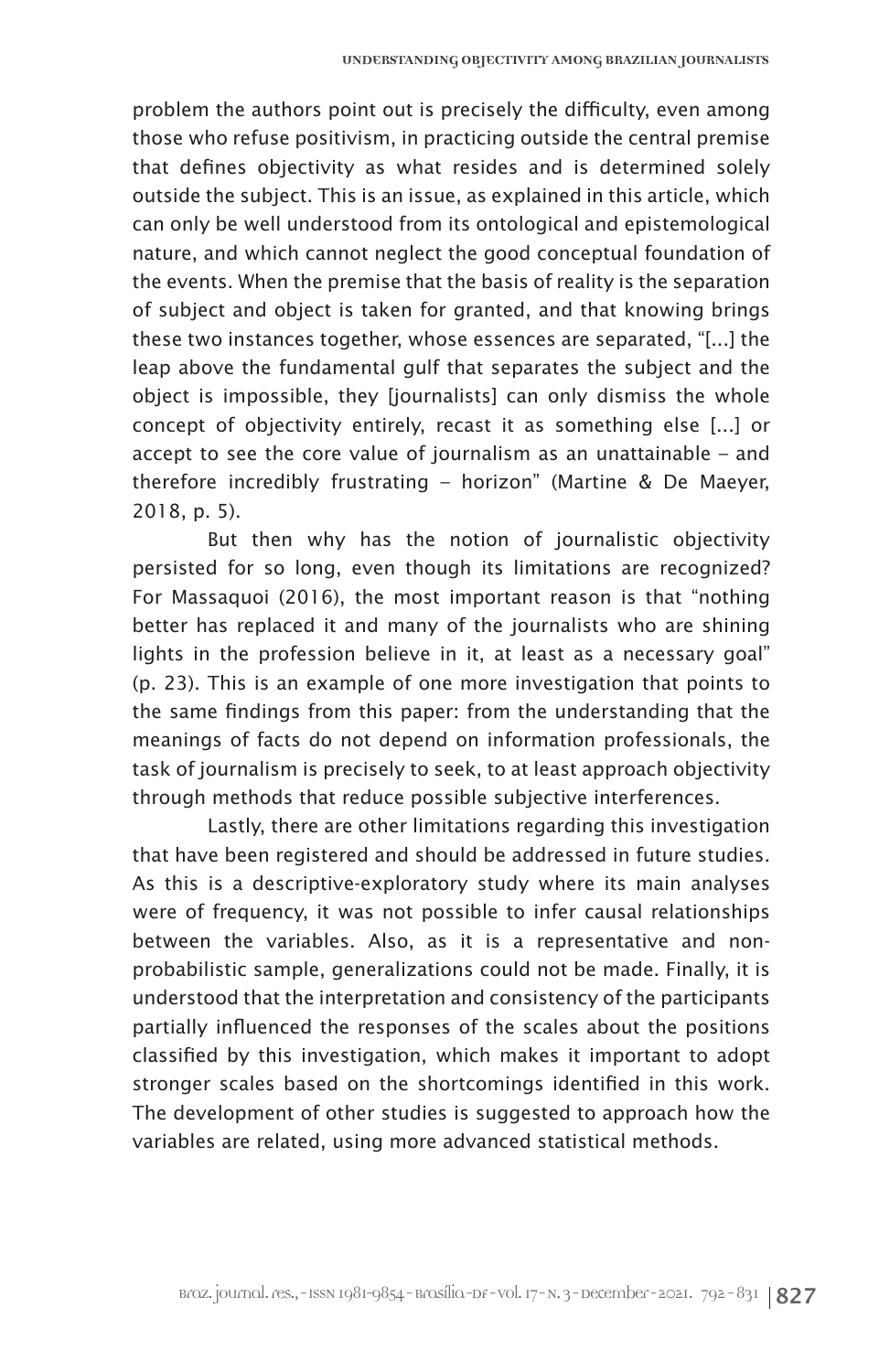problem the authors point out is precisely the difficulty, even among those who refuse positivism, in practicing outside the central premise that defines objectivity as what resides and is determined solely outside the subject. This is an issue, as explained in this article, which can only be well understood from its ontological and epistemological nature, and which cannot neglect the good conceptual foundation of the events. When the premise that the basis of reality is the separation of subject and object is taken for granted, and that knowing brings these two instances together, whose essences are separated, "[...] the leap above the fundamental gulf that separates the subject and the object is impossible, they [journalists] can only dismiss the whole concept of objectivity entirely, recast it as something else [...] or accept to see the core value of journalism as an unattainable – and therefore incredibly frustrating – horizon" (Martine & De Maeyer, 2018, p. 5).

But then why has the notion of journalistic objectivity persisted for so long, even though its limitations are recognized? For Massaquoi (2016), the most important reason is that "nothing better has replaced it and many of the journalists who are shining lights in the profession believe in it, at least as a necessary goal" (p. 23). This is an example of one more investigation that points to the same findings from this paper: from the understanding that the meanings of facts do not depend on information professionals, the task of journalism is precisely to seek, to at least approach objectivity through methods that reduce possible subjective interferences.

Lastly, there are other limitations regarding this investigation that have been registered and should be addressed in future studies. As this is a descriptive-exploratory study where its main analyses were of frequency, it was not possible to infer causal relationships between the variables. Also, as it is a representative and non-probabilistic sample, generalizations could not be made. Finally, it is understood that the interpretation and consistency of the participants partially influenced the responses of the scales about the positions classified by this investigation, which makes it important to adopt stronger scales based on the shortcomings identified in this work. The development of other studies is suggested to approach how the variables are related, using more advanced statistical methods.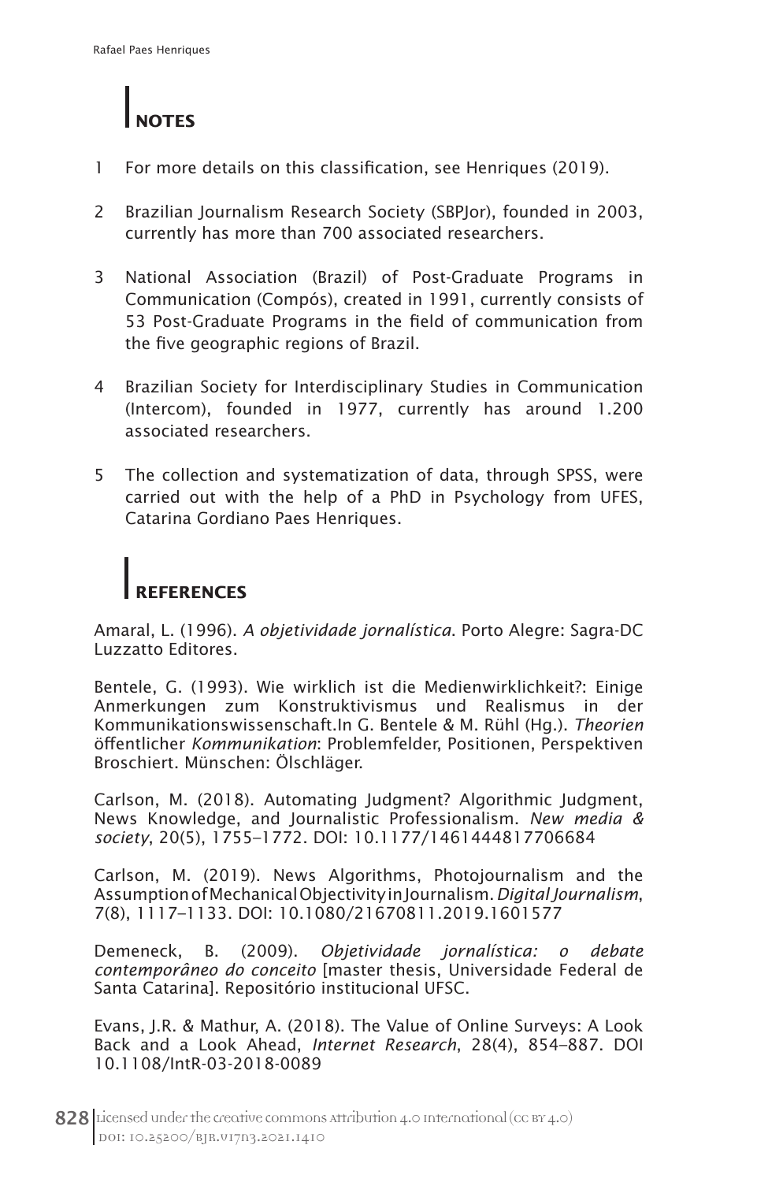## NOTES

1 For more details on this classification, see Henriques (2019).

2 Brazilian Journalism Research Society (SBPJor), founded in 2003, currently has more than 700 associated researchers.

3 National Association (Brazil) of Post-Graduate Programs in Communication (Compós), created in 1991, currently consists of 53 Post-Graduate Programs in the field of communication from the five geographic regions of Brazil.

4 Brazilian Society for Interdisciplinary Studies in Communication (Intercom), founded in 1977, currently has around 1.200 associated researchers.

5 The collection and systematization of data, through SPSS, were carried out with the help of a PhD in Psychology from UFES, Catarina Gordiano Paes Henriques.

## REFERENCES

Amaral, L. (1996). *A objetividade jornalística*. Porto Alegre: Sagra-DC Luzzatto Editores.

Bentele, G. (1993). Wie wirklich ist die Medienwirklichkeit?: Einige Anmerkungen zum Konstruktivismus und Realismus in der Kommunikationswissenschaft.In G. Bentele & M. Rühl (Hg.). *Theorien* öffentlicher *Kommunikation*: Problemfelder, Positionen, Perspektiven Broschiert. Münschen: Ölschläger.

Carlson, M. (2018). Automating Judgment? Algorithmic Judgment, News Knowledge, and Journalistic Professionalism. *New media & society*, 20(5), 1755–1772. DOI: 10.1177/1461444817706684

Carlson, M. (2019). News Algorithms, Photojournalism and the Assumption of Mechanical Objectivity in Journalism. *Digital Journalism*, 7(8), 1117–1133. DOI: 10.1080/21670811.2019.1601577

Demeneck, B. (2009). *Objetividade jornalística: o debate contemporâneo do conceito* [master thesis, Universidade Federal de Santa Catarina]. Repositório institucional UFSC.

Evans, J.R. & Mathur, A. (2018). The Value of Online Surveys: A Look Back and a Look Ahead, *Internet Research*, 28(4), 854–887. DOI 10.1108/IntR-03-2018-0089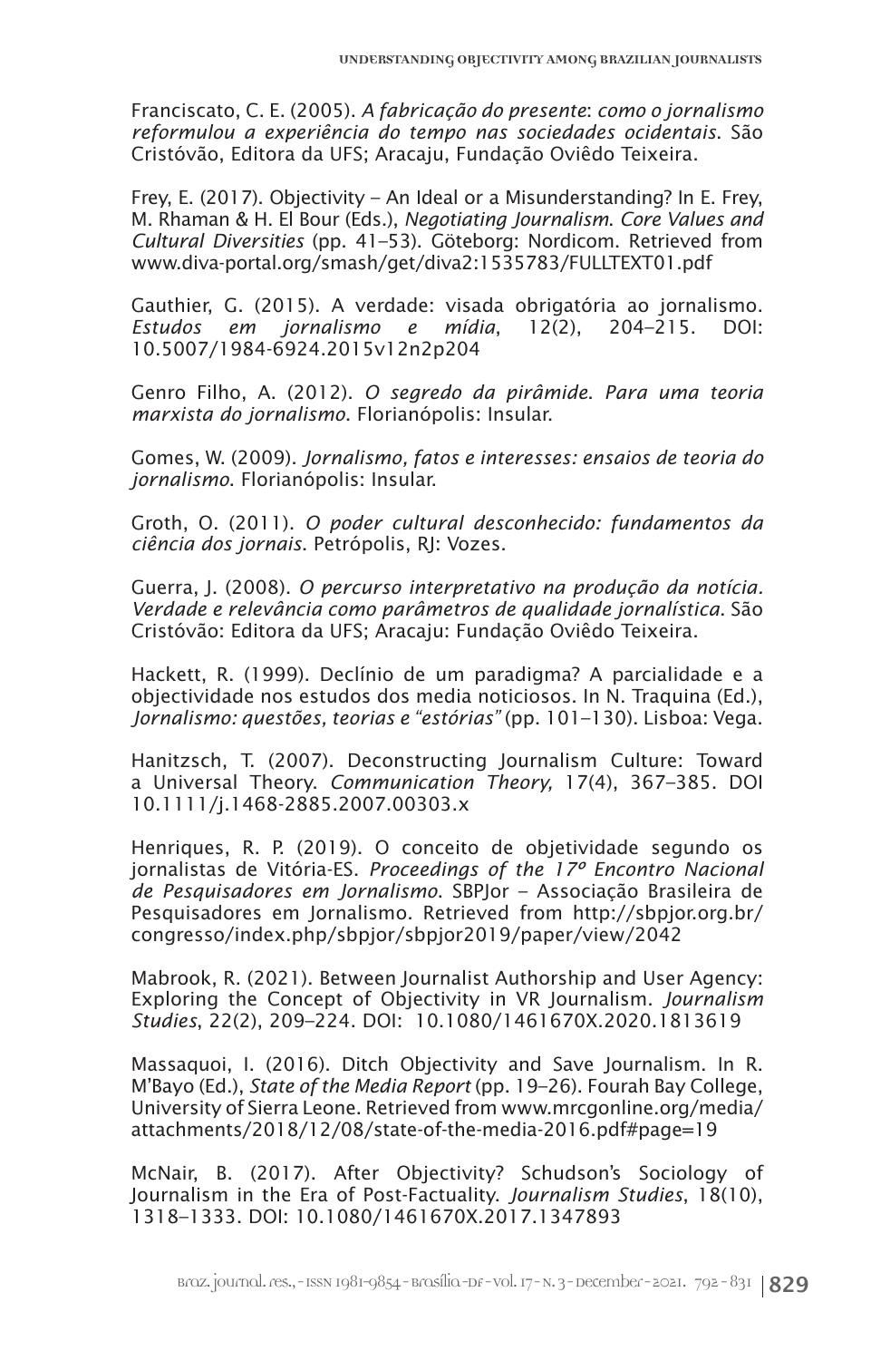Franciscato, C. E. (2005). *A fabricação do presente*: *como o jornalismo reformulou a experiência do tempo nas sociedades ocidentais*. São Cristóvão, Editora da UFS; Aracaju, Fundação Oviêdo Teixeira.

Frey, E. (2017). Objectivity – An Ideal or a Misunderstanding? In E. Frey, M. Rhaman & H. El Bour (Eds.), *Negotiating Journalism. Core Values and Cultural Diversities* (pp. 41–53). Göteborg: Nordicom. Retrieved from www.diva-portal.org/smash/get/diva2:1535783/FULLTEXT01.pdf

Gauthier, G. (2015). A verdade: visada obrigatória ao jornalismo. *Estudos em jornalismo e mídia*, 12(2), 204–215. DOI: 10.5007/1984-6924.2015v12n2p204

Genro Filho, A. (2012). *O segredo da pirâmide. Para uma teoria marxista do jornalismo*. Florianópolis: Insular.

Gomes, W. (2009). *Jornalismo, fatos e interesses: ensaios de teoria do jornalismo*. Florianópolis: Insular.

Groth, O. (2011). *O poder cultural desconhecido: fundamentos da ciência dos jornais*. Petrópolis, RJ: Vozes.

Guerra, J. (2008). *O percurso interpretativo na produção da notícia. Verdade e relevância como parâmetros de qualidade jornalística*. São Cristóvão: Editora da UFS; Aracaju: Fundação Oviêdo Teixeira.

Hackett, R. (1999). Declínio de um paradigma? A parcialidade e a objectividade nos estudos dos media noticiosos. In N. Traquina (Ed.), *Jornalismo: questões, teorias e "estórias"* (pp. 101–130). Lisboa: Vega.

Hanitzsch, T. (2007). Deconstructing Journalism Culture: Toward a Universal Theory. *Communication Theory,* 17(4), 367–385. DOI 10.1111/j.1468-2885.2007.00303.x

Henriques, R. P. (2019). O conceito de objetividade segundo os jornalistas de Vitória-ES. *Proceedings of the 17º Encontro Nacional de Pesquisadores em Jornalismo*. SBPJor – Associação Brasileira de Pesquisadores em Jornalismo. Retrieved from http://sbpjor.org.br/congresso/index.php/sbpjor/sbpjor2019/paper/view/2042

Mabrook, R. (2021). Between Journalist Authorship and User Agency: Exploring the Concept of Objectivity in VR Journalism. *Journalism Studies*, 22(2), 209–224. DOI: 10.1080/1461670X.2020.1813619

Massaquoi, I. (2016). Ditch Objectivity and Save Journalism. In R. M'Bayo (Ed.), *State of the Media Report* (pp. 19–26). Fourah Bay College, University of Sierra Leone. Retrieved from www.mrcgonline.org/media/attachments/2018/12/08/state-of-the-media-2016.pdf#page=19

McNair, B. (2017). After Objectivity? Schudson's Sociology of Journalism in the Era of Post-Factuality. *Journalism Studies*, 18(10), 1318–1333. DOI: 10.1080/1461670X.2017.1347893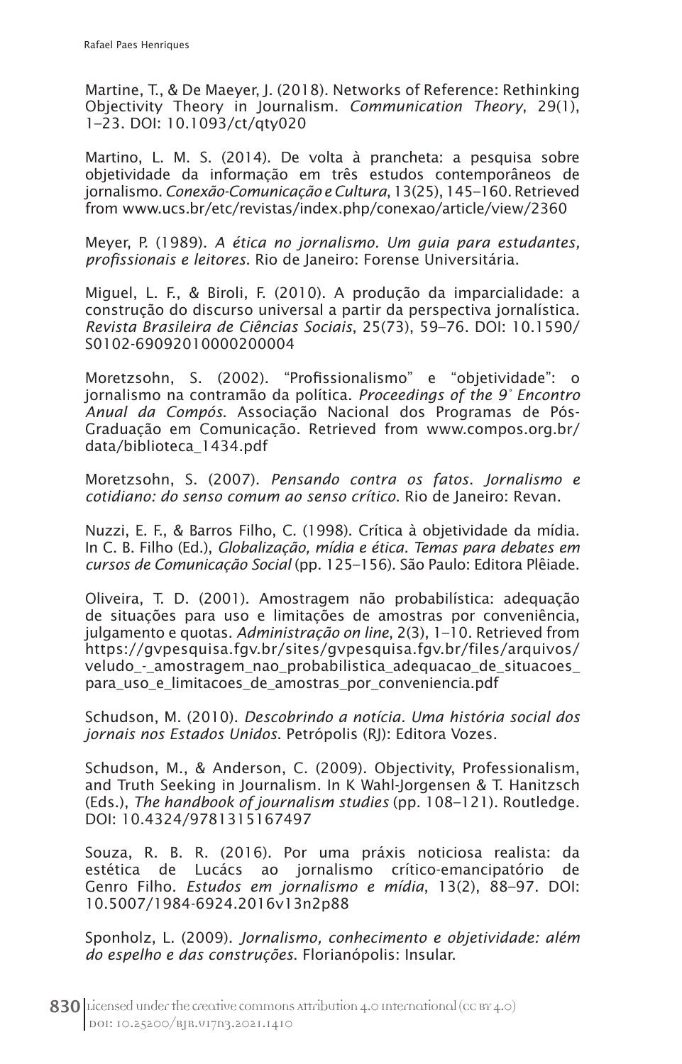Martine, T., & De Maeyer, J. (2018). Networks of Reference: Rethinking Objectivity Theory in Journalism. *Communication Theory*, 29(1), 1–23. DOI: 10.1093/ct/qty020

Martino, L. M. S. (2014). De volta à prancheta: a pesquisa sobre objetividade da informação em três estudos contemporâneos de jornalismo. *Conexão-Comunicação e Cultura*, 13(25), 145–160. Retrieved from www.ucs.br/etc/revistas/index.php/conexao/article/view/2360

Meyer, P. (1989). *A ética no jornalismo. Um guia para estudantes, profissionais e leitores*. Rio de Janeiro: Forense Universitária.

Miguel, L. F., & Biroli, F. (2010). A produção da imparcialidade: a construção do discurso universal a partir da perspectiva jornalística. *Revista Brasileira de Ciências Sociais*, 25(73), 59–76. DOI: 10.1590/S0102-69092010000200004

Moretzsohn, S. (2002). "Profissionalismo" e "objetividade": o jornalismo na contramão da política. *Proceedings of the 9˚ Encontro Anual da Compós*. Associação Nacional dos Programas de Pós-Graduação em Comunicação. Retrieved from www.compos.org.br/data/biblioteca_1434.pdf

Moretzsohn, S. (2007). *Pensando contra os fatos. Jornalismo e cotidiano: do senso comum ao senso crítico*. Rio de Janeiro: Revan.

Nuzzi, E. F., & Barros Filho, C. (1998). Crítica à objetividade da mídia. In C. B. Filho (Ed.), *Globalização, mídia e ética. Temas para debates em cursos de Comunicação Social* (pp. 125–156). São Paulo: Editora Plêiade.

Oliveira, T. D. (2001). Amostragem não probabilística: adequação de situações para uso e limitações de amostras por conveniência, julgamento e quotas. *Administração on line*, 2(3), 1–10. Retrieved from https://gvpesquisa.fgv.br/sites/gvpesquisa.fgv.br/files/arquivos/veludo_-_amostragem_nao_probabilistica_adequacao_de_situacoes_para_uso_e_limitacoes_de_amostras_por_conveniencia.pdf

Schudson, M. (2010). *Descobrindo a notícia. Uma história social dos jornais nos Estados Unidos*. Petrópolis (RJ): Editora Vozes.

Schudson, M., & Anderson, C. (2009). Objectivity, Professionalism, and Truth Seeking in Journalism. In K Wahl-Jorgensen & T. Hanitzsch (Eds.), *The handbook of journalism studies* (pp. 108–121). Routledge. DOI: 10.4324/9781315167497

Souza, R. B. R. (2016). Por uma práxis noticiosa realista: da estética de Lucács ao jornalismo crítico-emancipatório de Genro Filho. *Estudos em jornalismo e mídia*, 13(2), 88–97. DOI: 10.5007/1984-6924.2016v13n2p88

Sponholz, L. (2009). *Jornalismo, conhecimento e objetividade: além do espelho e das construções*. Florianópolis: Insular.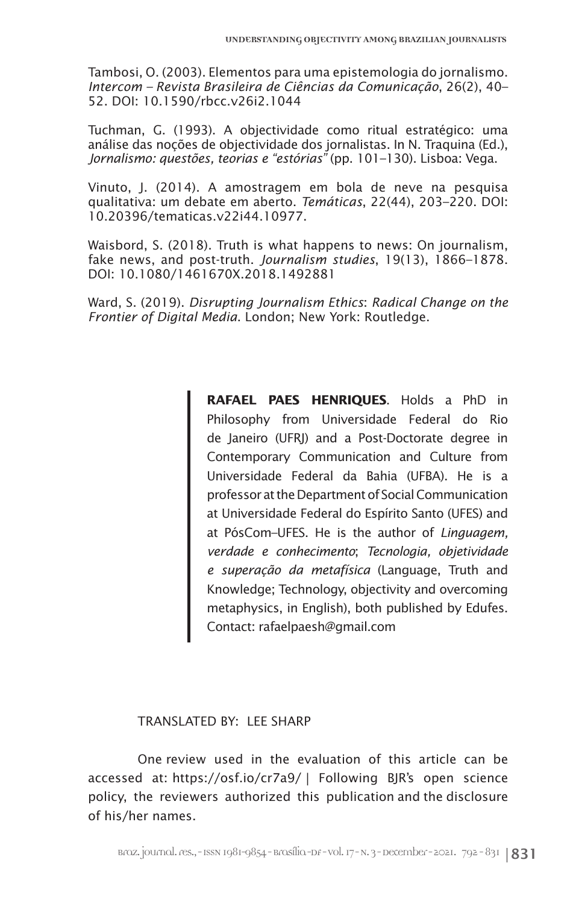Tambosi, O. (2003). Elementos para uma epistemologia do jornalismo. *Intercom – Revista Brasileira de Ciências da Comunicação*, 26(2), 40–52. DOI: 10.1590/rbcc.v26i2.1044

Tuchman, G. (1993). A objectividade como ritual estratégico: uma análise das noções de objectividade dos jornalistas. In N. Traquina (Ed.), *Jornalismo: questões, teorias e "estórias"* (pp. 101–130). Lisboa: Vega.

Vinuto, J. (2014). A amostragem em bola de neve na pesquisa qualitativa: um debate em aberto. *Temáticas*, 22(44), 203–220. DOI: 10.20396/tematicas.v22i44.10977.

Waisbord, S. (2018). Truth is what happens to news: On journalism, fake news, and post-truth. *Journalism studies*, 19(13), 1866–1878. DOI: 10.1080/1461670X.2018.1492881

Ward, S. (2019). *Disrupting Journalism Ethics*: *Radical Change on the Frontier of Digital Media*. London; New York: Routledge.

**RAFAEL PAES HENRIQUES**. Holds a PhD in Philosophy from Universidade Federal do Rio de Janeiro (UFRJ) and a Post-Doctorate degree in Contemporary Communication and Culture from Universidade Federal da Bahia (UFBA). He is a professor at the Department of Social Communication at Universidade Federal do Espírito Santo (UFES) and at PósCom–UFES. He is the author of *Linguagem, verdade e conhecimento*; *Tecnologia, objetividade e superação da metafísica* (Language, Truth and Knowledge; Technology, objectivity and overcoming metaphysics, in English), both published by Edufes. Contact: rafaelpaesh@gmail.com

TRANSLATED BY: LEE SHARP

One review used in the evaluation of this article can be accessed at: https://osf.io/cr7a9/ | Following BJR's open science policy, the reviewers authorized this publication and the disclosure of his/her names.